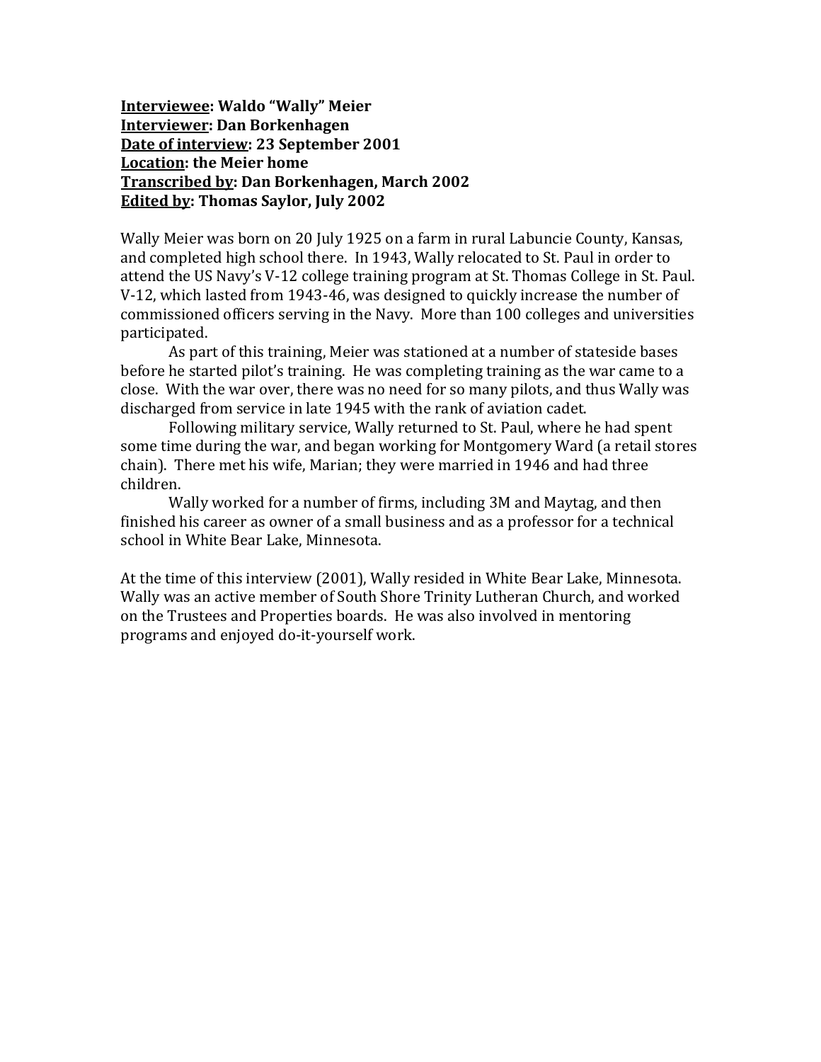**<u>Interviewee</u>: Waldo "Wally" Meier**
**<u>Interviewer</u>: Dan Borkenhagen**
**<u>Date of interview</u>: 23 September 2001**
**<u>Location</u>: the Meier home**
**<u>Transcribed by</u>: Dan Borkenhagen, March 2002**
**<u>Edited by</u>: Thomas Saylor, July 2002**

Wally Meier was born on 20 July 1925 on a farm in rural Labuncie County, Kansas, and completed high school there. In 1943, Wally relocated to St. Paul in order to attend the US Navy's V-12 college training program at St. Thomas College in St. Paul. V-12, which lasted from 1943-46, was designed to quickly increase the number of commissioned officers serving in the Navy. More than 100 colleges and universities participated.

As part of this training, Meier was stationed at a number of stateside bases before he started pilot's training. He was completing training as the war came to a close. With the war over, there was no need for so many pilots, and thus Wally was discharged from service in late 1945 with the rank of aviation cadet.

Following military service, Wally returned to St. Paul, where he had spent some time during the war, and began working for Montgomery Ward (a retail stores chain). There met his wife, Marian; they were married in 1946 and had three children.

Wally worked for a number of firms, including 3M and Maytag, and then finished his career as owner of a small business and as a professor for a technical school in White Bear Lake, Minnesota.

At the time of this interview (2001), Wally resided in White Bear Lake, Minnesota. Wally was an active member of South Shore Trinity Lutheran Church, and worked on the Trustees and Properties boards. He was also involved in mentoring programs and enjoyed do-it-yourself work.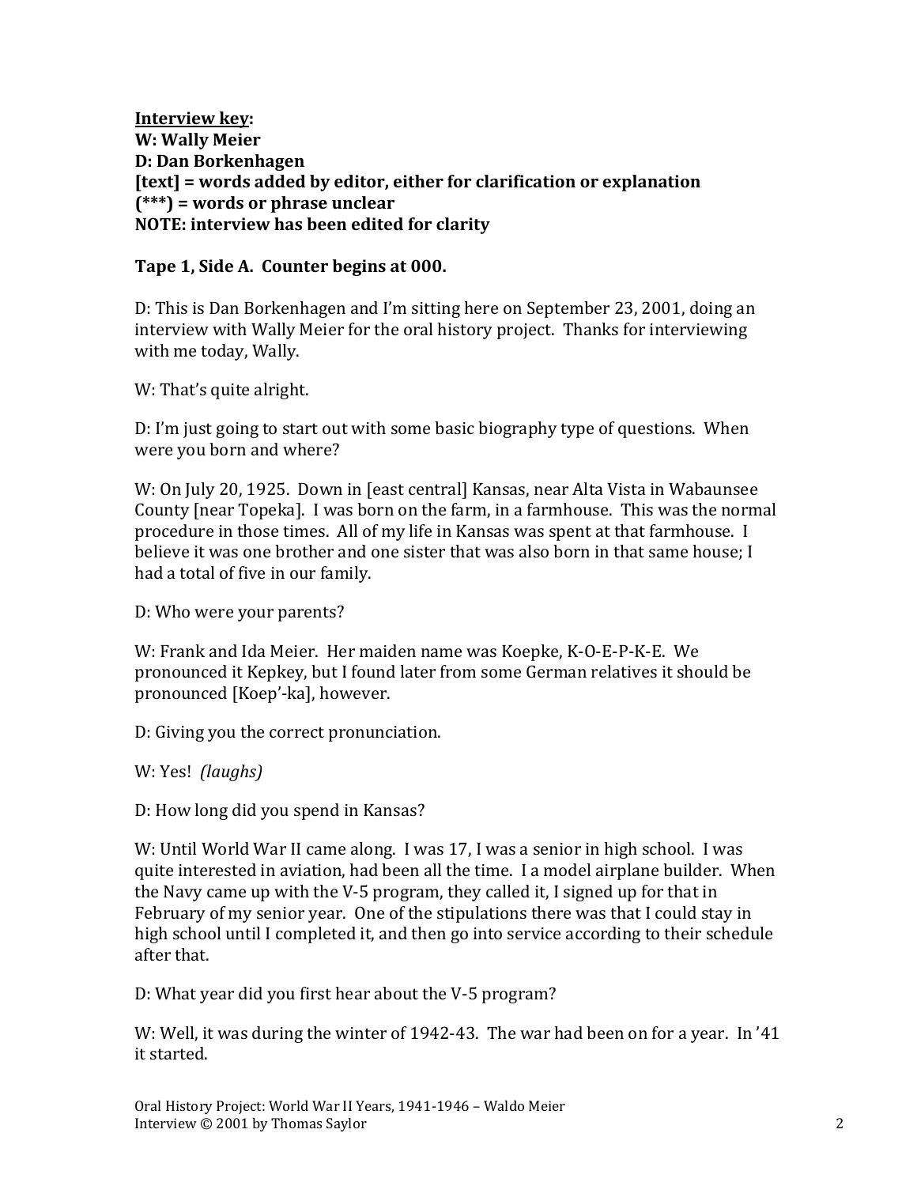**Interview key:**
**W: Wally Meier**
**D: Dan Borkenhagen**
**[text] = words added by editor, either for clarification or explanation**
**(***) = words or phrase unclear**
**NOTE: interview has been edited for clarity**

**Tape 1, Side A. Counter begins at 000.**

D: This is Dan Borkenhagen and I'm sitting here on September 23, 2001, doing an interview with Wally Meier for the oral history project. Thanks for interviewing with me today, Wally.

W: That's quite alright.

D: I'm just going to start out with some basic biography type of questions. When were you born and where?

W: On July 20, 1925. Down in [east central] Kansas, near Alta Vista in Wabaunsee County [near Topeka]. I was born on the farm, in a farmhouse. This was the normal procedure in those times. All of my life in Kansas was spent at that farmhouse. I believe it was one brother and one sister that was also born in that same house; I had a total of five in our family.

D: Who were your parents?

W: Frank and Ida Meier. Her maiden name was Koepke, K-O-E-P-K-E. We pronounced it Kepkey, but I found later from some German relatives it should be pronounced [Koep'-ka], however.

D: Giving you the correct pronunciation.

W: Yes! *(laughs)*

D: How long did you spend in Kansas?

W: Until World War II came along. I was 17, I was a senior in high school. I was quite interested in aviation, had been all the time. I a model airplane builder. When the Navy came up with the V-5 program, they called it, I signed up for that in February of my senior year. One of the stipulations there was that I could stay in high school until I completed it, and then go into service according to their schedule after that.

D: What year did you first hear about the V-5 program?

W: Well, it was during the winter of 1942-43. The war had been on for a year. In '41 it started.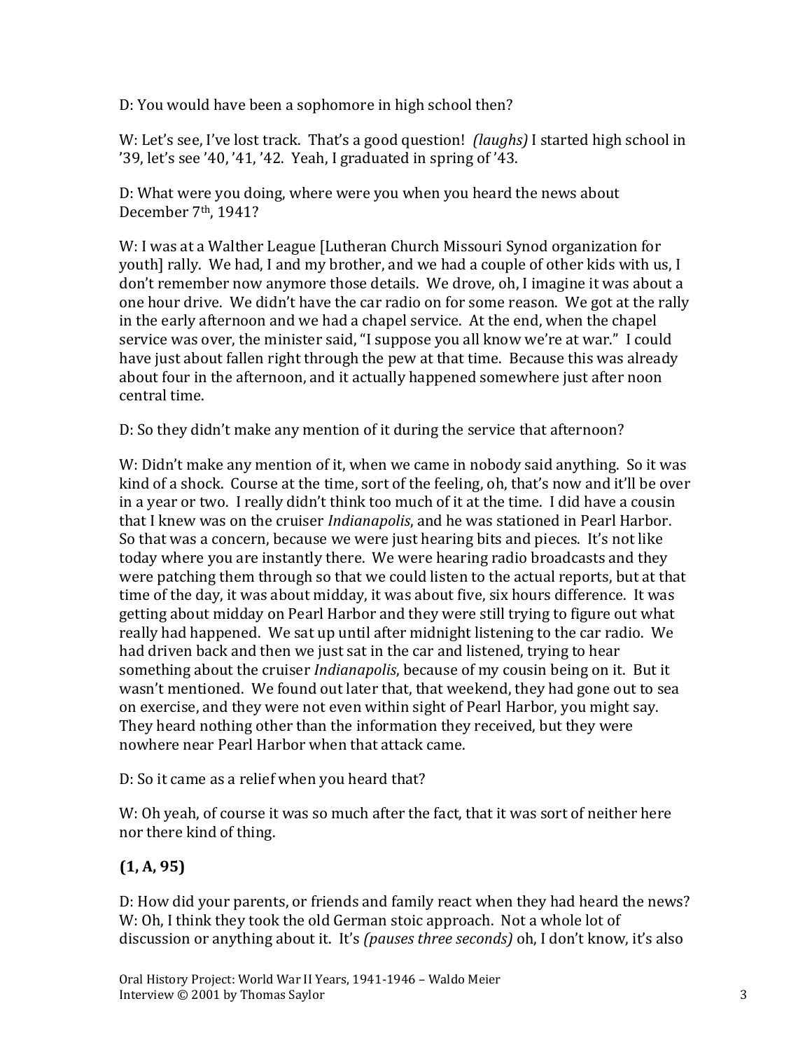D: You would have been a sophomore in high school then?

W: Let's see, I've lost track. That's a good question! *(laughs)* I started high school in '39, let's see '40, '41, '42. Yeah, I graduated in spring of '43.

D: What were you doing, where were you when you heard the news about December 7th, 1941?

W: I was at a Walther League [Lutheran Church Missouri Synod organization for youth] rally. We had, I and my brother, and we had a couple of other kids with us, I don't remember now anymore those details. We drove, oh, I imagine it was about a one hour drive. We didn't have the car radio on for some reason. We got at the rally in the early afternoon and we had a chapel service. At the end, when the chapel service was over, the minister said, "I suppose you all know we're at war." I could have just about fallen right through the pew at that time. Because this was already about four in the afternoon, and it actually happened somewhere just after noon central time.

D: So they didn't make any mention of it during the service that afternoon?

W: Didn't make any mention of it, when we came in nobody said anything. So it was kind of a shock. Course at the time, sort of the feeling, oh, that's now and it'll be over in a year or two. I really didn't think too much of it at the time. I did have a cousin that I knew was on the cruiser *Indianapolis*, and he was stationed in Pearl Harbor. So that was a concern, because we were just hearing bits and pieces. It's not like today where you are instantly there. We were hearing radio broadcasts and they were patching them through so that we could listen to the actual reports, but at that time of the day, it was about midday, it was about five, six hours difference. It was getting about midday on Pearl Harbor and they were still trying to figure out what really had happened. We sat up until after midnight listening to the car radio. We had driven back and then we just sat in the car and listened, trying to hear something about the cruiser *Indianapolis*, because of my cousin being on it. But it wasn't mentioned. We found out later that, that weekend, they had gone out to sea on exercise, and they were not even within sight of Pearl Harbor, you might say. They heard nothing other than the information they received, but they were nowhere near Pearl Harbor when that attack came.

D: So it came as a relief when you heard that?

W: Oh yeah, of course it was so much after the fact, that it was sort of neither here nor there kind of thing.

**(1, A, 95)**

D: How did your parents, or friends and family react when they had heard the news?
W: Oh, I think they took the old German stoic approach. Not a whole lot of discussion or anything about it. It's *(pauses three seconds)* oh, I don't know, it's also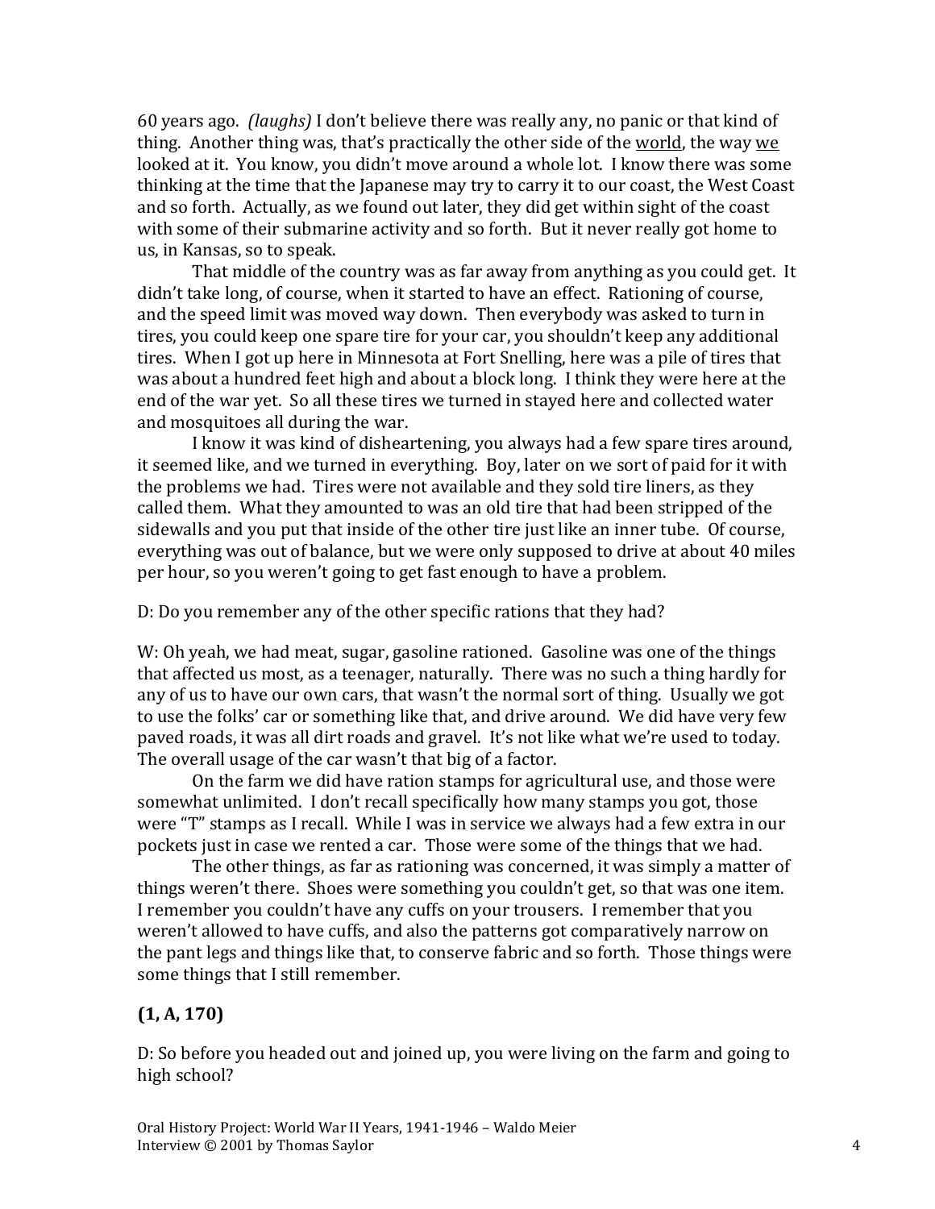60 years ago. *(laughs)* I don't believe there was really any, no panic or that kind of thing. Another thing was, that's practically the other side of the world, the way we looked at it. You know, you didn't move around a whole lot. I know there was some thinking at the time that the Japanese may try to carry it to our coast, the West Coast and so forth. Actually, as we found out later, they did get within sight of the coast with some of their submarine activity and so forth. But it never really got home to us, in Kansas, so to speak.

That middle of the country was as far away from anything as you could get. It didn't take long, of course, when it started to have an effect. Rationing of course, and the speed limit was moved way down. Then everybody was asked to turn in tires, you could keep one spare tire for your car, you shouldn't keep any additional tires. When I got up here in Minnesota at Fort Snelling, here was a pile of tires that was about a hundred feet high and about a block long. I think they were here at the end of the war yet. So all these tires we turned in stayed here and collected water and mosquitoes all during the war.

I know it was kind of disheartening, you always had a few spare tires around, it seemed like, and we turned in everything. Boy, later on we sort of paid for it with the problems we had. Tires were not available and they sold tire liners, as they called them. What they amounted to was an old tire that had been stripped of the sidewalls and you put that inside of the other tire just like an inner tube. Of course, everything was out of balance, but we were only supposed to drive at about 40 miles per hour, so you weren't going to get fast enough to have a problem.

D: Do you remember any of the other specific rations that they had?

W: Oh yeah, we had meat, sugar, gasoline rationed. Gasoline was one of the things that affected us most, as a teenager, naturally. There was no such a thing hardly for any of us to have our own cars, that wasn't the normal sort of thing. Usually we got to use the folks' car or something like that, and drive around. We did have very few paved roads, it was all dirt roads and gravel. It's not like what we're used to today. The overall usage of the car wasn't that big of a factor.

On the farm we did have ration stamps for agricultural use, and those were somewhat unlimited. I don't recall specifically how many stamps you got, those were "T" stamps as I recall. While I was in service we always had a few extra in our pockets just in case we rented a car. Those were some of the things that we had.

The other things, as far as rationing was concerned, it was simply a matter of things weren't there. Shoes were something you couldn't get, so that was one item. I remember you couldn't have any cuffs on your trousers. I remember that you weren't allowed to have cuffs, and also the patterns got comparatively narrow on the pant legs and things like that, to conserve fabric and so forth. Those things were some things that I still remember.

**(1, A, 170)**

D: So before you headed out and joined up, you were living on the farm and going to high school?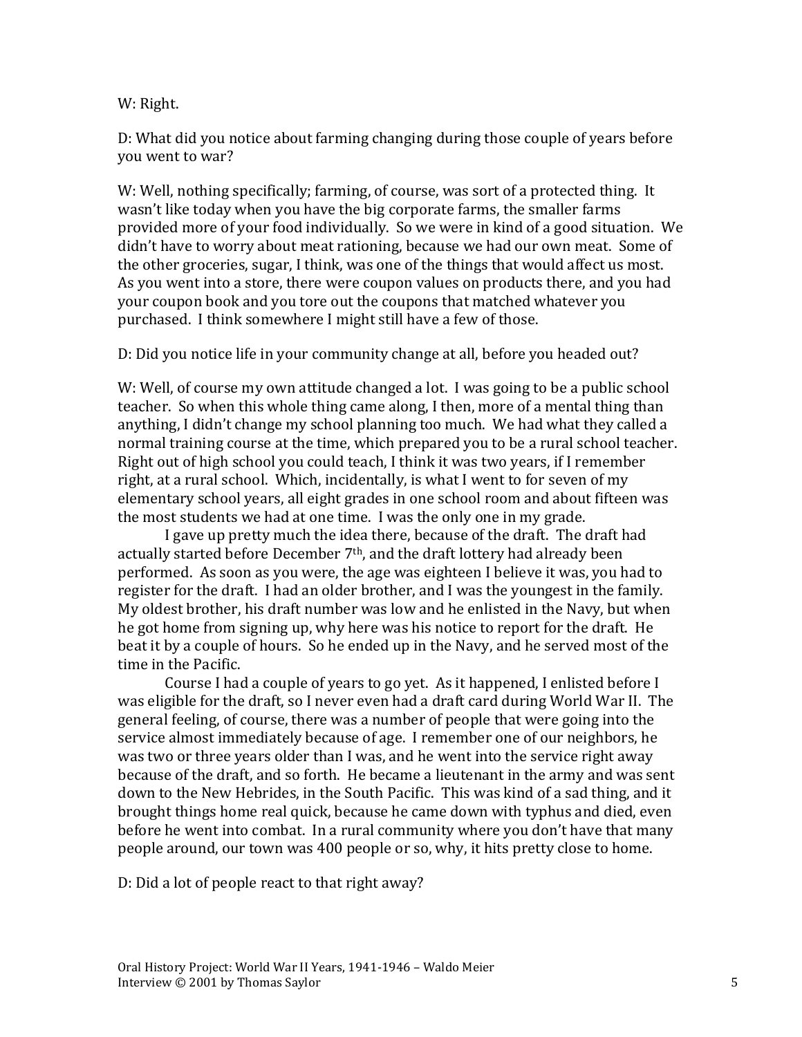W: Right.

D: What did you notice about farming changing during those couple of years before you went to war?

W: Well, nothing specifically; farming, of course, was sort of a protected thing. It wasn't like today when you have the big corporate farms, the smaller farms provided more of your food individually. So we were in kind of a good situation. We didn't have to worry about meat rationing, because we had our own meat. Some of the other groceries, sugar, I think, was one of the things that would affect us most. As you went into a store, there were coupon values on products there, and you had your coupon book and you tore out the coupons that matched whatever you purchased. I think somewhere I might still have a few of those.

D: Did you notice life in your community change at all, before you headed out?

W: Well, of course my own attitude changed a lot. I was going to be a public school teacher. So when this whole thing came along, I then, more of a mental thing than anything, I didn't change my school planning too much. We had what they called a normal training course at the time, which prepared you to be a rural school teacher. Right out of high school you could teach, I think it was two years, if I remember right, at a rural school. Which, incidentally, is what I went to for seven of my elementary school years, all eight grades in one school room and about fifteen was the most students we had at one time. I was the only one in my grade.

I gave up pretty much the idea there, because of the draft. The draft had actually started before December 7th, and the draft lottery had already been performed. As soon as you were, the age was eighteen I believe it was, you had to register for the draft. I had an older brother, and I was the youngest in the family. My oldest brother, his draft number was low and he enlisted in the Navy, but when he got home from signing up, why here was his notice to report for the draft. He beat it by a couple of hours. So he ended up in the Navy, and he served most of the time in the Pacific.

Course I had a couple of years to go yet. As it happened, I enlisted before I was eligible for the draft, so I never even had a draft card during World War II. The general feeling, of course, there was a number of people that were going into the service almost immediately because of age. I remember one of our neighbors, he was two or three years older than I was, and he went into the service right away because of the draft, and so forth. He became a lieutenant in the army and was sent down to the New Hebrides, in the South Pacific. This was kind of a sad thing, and it brought things home real quick, because he came down with typhus and died, even before he went into combat. In a rural community where you don't have that many people around, our town was 400 people or so, why, it hits pretty close to home.

D: Did a lot of people react to that right away?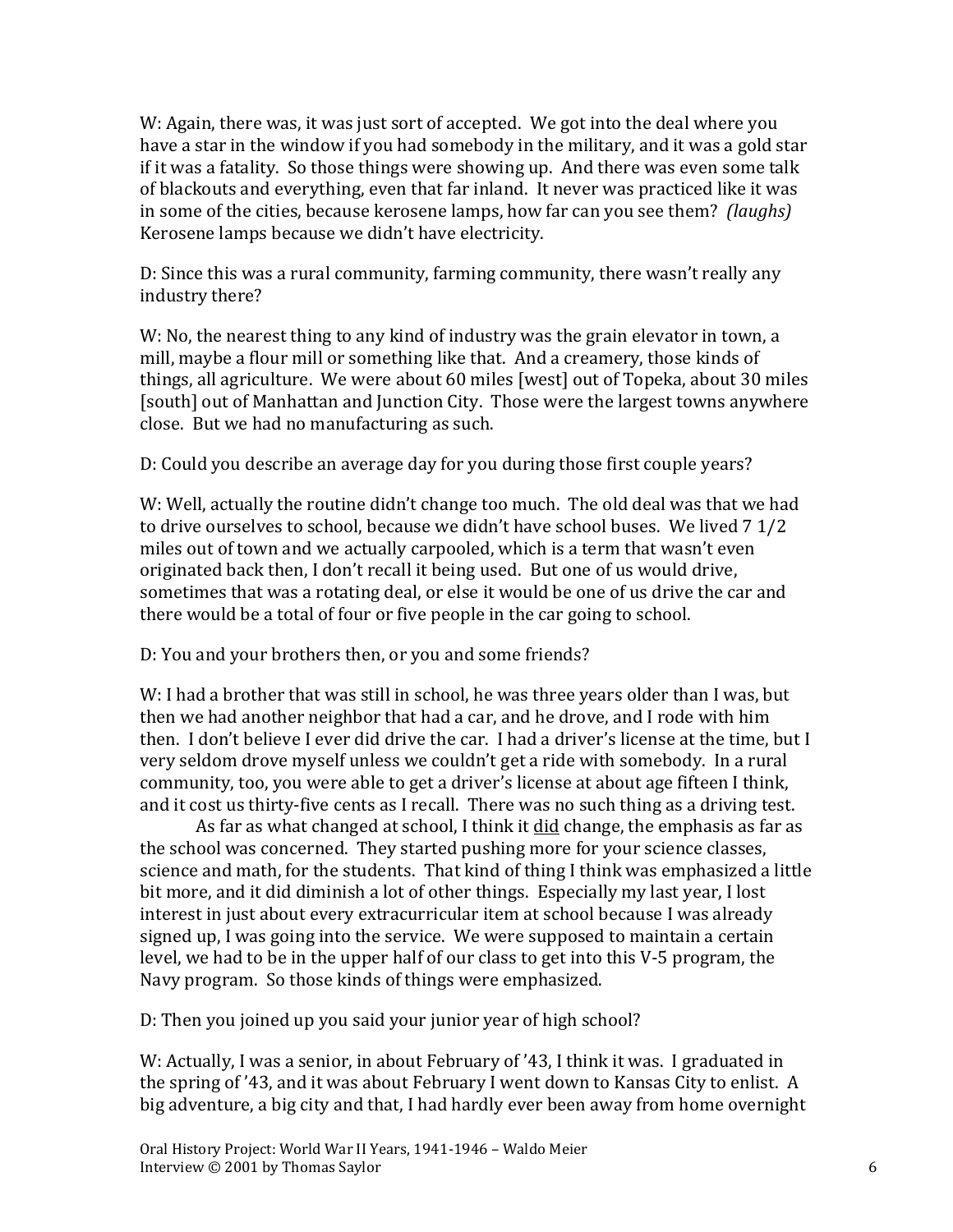W: Again, there was, it was just sort of accepted. We got into the deal where you have a star in the window if you had somebody in the military, and it was a gold star if it was a fatality. So those things were showing up. And there was even some talk of blackouts and everything, even that far inland. It never was practiced like it was in some of the cities, because kerosene lamps, how far can you see them? *(laughs)* Kerosene lamps because we didn't have electricity.

D: Since this was a rural community, farming community, there wasn't really any industry there?

W: No, the nearest thing to any kind of industry was the grain elevator in town, a mill, maybe a flour mill or something like that. And a creamery, those kinds of things, all agriculture. We were about 60 miles [west] out of Topeka, about 30 miles [south] out of Manhattan and Junction City. Those were the largest towns anywhere close. But we had no manufacturing as such.

D: Could you describe an average day for you during those first couple years?

W: Well, actually the routine didn't change too much. The old deal was that we had to drive ourselves to school, because we didn't have school buses. We lived 7 1/2 miles out of town and we actually carpooled, which is a term that wasn't even originated back then, I don't recall it being used. But one of us would drive, sometimes that was a rotating deal, or else it would be one of us drive the car and there would be a total of four or five people in the car going to school.

D: You and your brothers then, or you and some friends?

W: I had a brother that was still in school, he was three years older than I was, but then we had another neighbor that had a car, and he drove, and I rode with him then. I don't believe I ever did drive the car. I had a driver's license at the time, but I very seldom drove myself unless we couldn't get a ride with somebody. In a rural community, too, you were able to get a driver's license at about age fifteen I think, and it cost us thirty-five cents as I recall. There was no such thing as a driving test.

As far as what changed at school, I think it <u>did</u> change, the emphasis as far as the school was concerned. They started pushing more for your science classes, science and math, for the students. That kind of thing I think was emphasized a little bit more, and it did diminish a lot of other things. Especially my last year, I lost interest in just about every extracurricular item at school because I was already signed up, I was going into the service. We were supposed to maintain a certain level, we had to be in the upper half of our class to get into this V-5 program, the Navy program. So those kinds of things were emphasized.

D: Then you joined up you said your junior year of high school?

W: Actually, I was a senior, in about February of '43, I think it was. I graduated in the spring of '43, and it was about February I went down to Kansas City to enlist. A big adventure, a big city and that, I had hardly ever been away from home overnight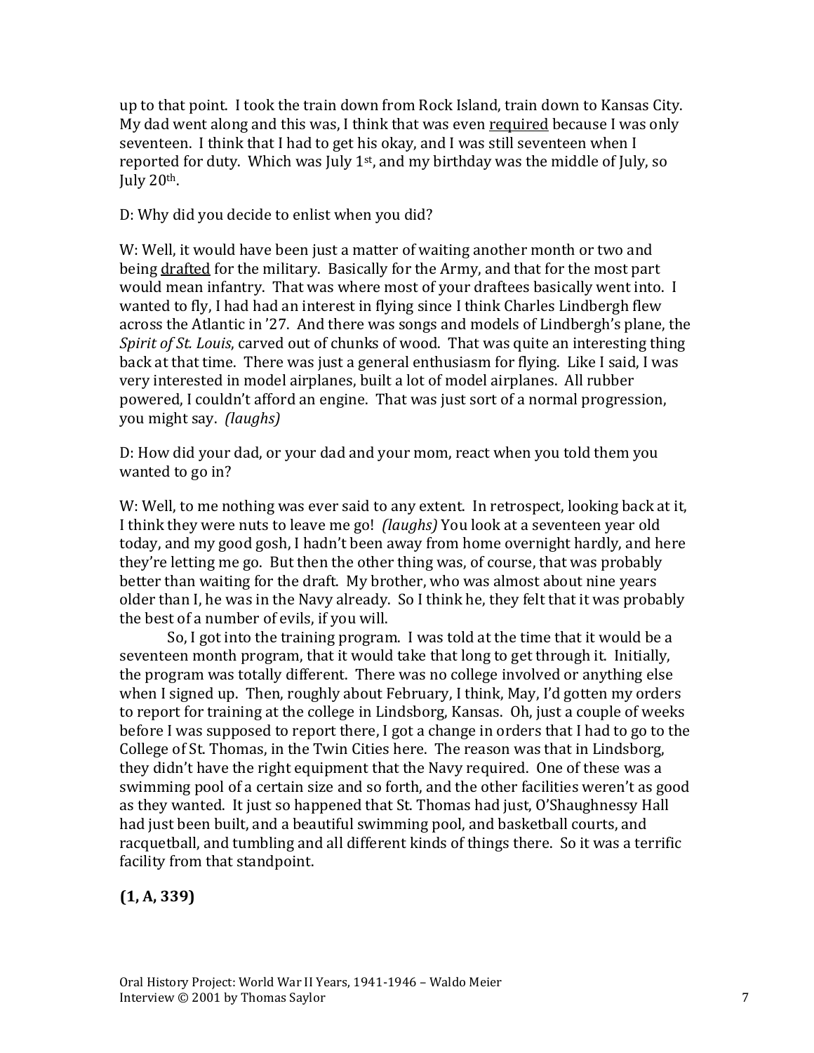up to that point. I took the train down from Rock Island, train down to Kansas City. My dad went along and this was, I think that was even <u>required</u> because I was only seventeen. I think that I had to get his okay, and I was still seventeen when I reported for duty. Which was July 1st, and my birthday was the middle of July, so July 20th.

D: Why did you decide to enlist when you did?

W: Well, it would have been just a matter of waiting another month or two and being <u>drafted</u> for the military. Basically for the Army, and that for the most part would mean infantry. That was where most of your draftees basically went into. I wanted to fly, I had had an interest in flying since I think Charles Lindbergh flew across the Atlantic in '27. And there was songs and models of Lindbergh's plane, the *Spirit of St. Louis*, carved out of chunks of wood. That was quite an interesting thing back at that time. There was just a general enthusiasm for flying. Like I said, I was very interested in model airplanes, built a lot of model airplanes. All rubber powered, I couldn't afford an engine. That was just sort of a normal progression, you might say. *(laughs)*

D: How did your dad, or your dad and your mom, react when you told them you wanted to go in?

W: Well, to me nothing was ever said to any extent. In retrospect, looking back at it, I think they were nuts to leave me go! *(laughs)* You look at a seventeen year old today, and my good gosh, I hadn't been away from home overnight hardly, and here they're letting me go. But then the other thing was, of course, that was probably better than waiting for the draft. My brother, who was almost about nine years older than I, he was in the Navy already. So I think he, they felt that it was probably the best of a number of evils, if you will.

So, I got into the training program. I was told at the time that it would be a seventeen month program, that it would take that long to get through it. Initially, the program was totally different. There was no college involved or anything else when I signed up. Then, roughly about February, I think, May, I'd gotten my orders to report for training at the college in Lindsborg, Kansas. Oh, just a couple of weeks before I was supposed to report there, I got a change in orders that I had to go to the College of St. Thomas, in the Twin Cities here. The reason was that in Lindsborg, they didn't have the right equipment that the Navy required. One of these was a swimming pool of a certain size and so forth, and the other facilities weren't as good as they wanted. It just so happened that St. Thomas had just, O'Shaughnessy Hall had just been built, and a beautiful swimming pool, and basketball courts, and racquetball, and tumbling and all different kinds of things there. So it was a terrific facility from that standpoint.

**(1, A, 339)**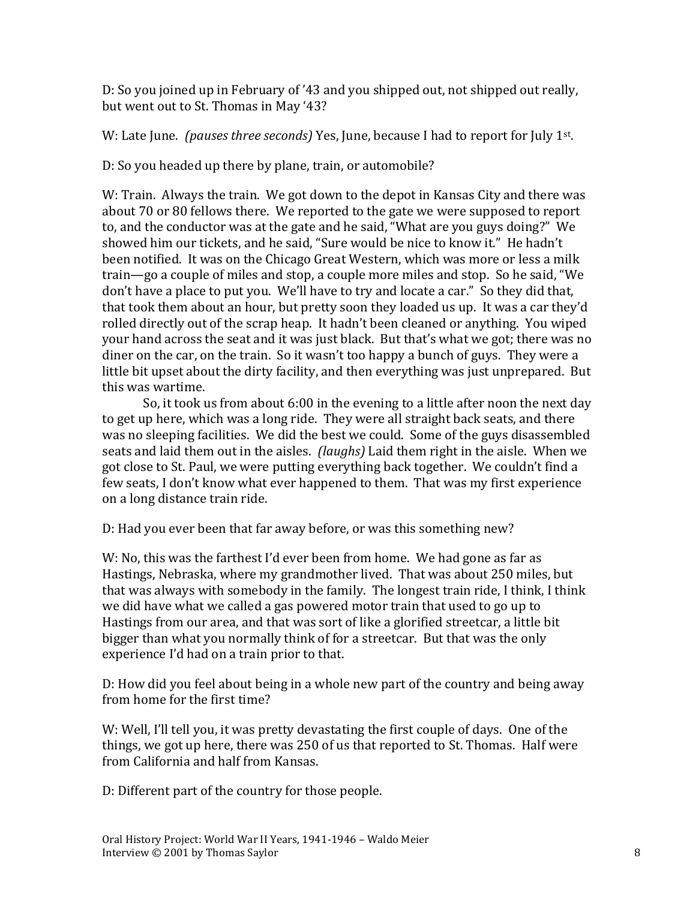D: So you joined up in February of '43 and you shipped out, not shipped out really, but went out to St. Thomas in May '43?

W: Late June. *(pauses three seconds)* Yes, June, because I had to report for July 1st.

D: So you headed up there by plane, train, or automobile?

W: Train. Always the train. We got down to the depot in Kansas City and there was about 70 or 80 fellows there. We reported to the gate we were supposed to report to, and the conductor was at the gate and he said, "What are you guys doing?" We showed him our tickets, and he said, "Sure would be nice to know it." He hadn't been notified. It was on the Chicago Great Western, which was more or less a milk train—go a couple of miles and stop, a couple more miles and stop. So he said, "We don't have a place to put you. We'll have to try and locate a car." So they did that, that took them about an hour, but pretty soon they loaded us up. It was a car they'd rolled directly out of the scrap heap. It hadn't been cleaned or anything. You wiped your hand across the seat and it was just black. But that's what we got; there was no diner on the car, on the train. So it wasn't too happy a bunch of guys. They were a little bit upset about the dirty facility, and then everything was just unprepared. But this was wartime.

So, it took us from about 6:00 in the evening to a little after noon the next day to get up here, which was a long ride. They were all straight back seats, and there was no sleeping facilities. We did the best we could. Some of the guys disassembled seats and laid them out in the aisles. *(laughs)* Laid them right in the aisle. When we got close to St. Paul, we were putting everything back together. We couldn't find a few seats, I don't know what ever happened to them. That was my first experience on a long distance train ride.

D: Had you ever been that far away before, or was this something new?

W: No, this was the farthest I'd ever been from home. We had gone as far as Hastings, Nebraska, where my grandmother lived. That was about 250 miles, but that was always with somebody in the family. The longest train ride, I think, I think we did have what we called a gas powered motor train that used to go up to Hastings from our area, and that was sort of like a glorified streetcar, a little bit bigger than what you normally think of for a streetcar. But that was the only experience I'd had on a train prior to that.

D: How did you feel about being in a whole new part of the country and being away from home for the first time?

W: Well, I'll tell you, it was pretty devastating the first couple of days. One of the things, we got up here, there was 250 of us that reported to St. Thomas. Half were from California and half from Kansas.

D: Different part of the country for those people.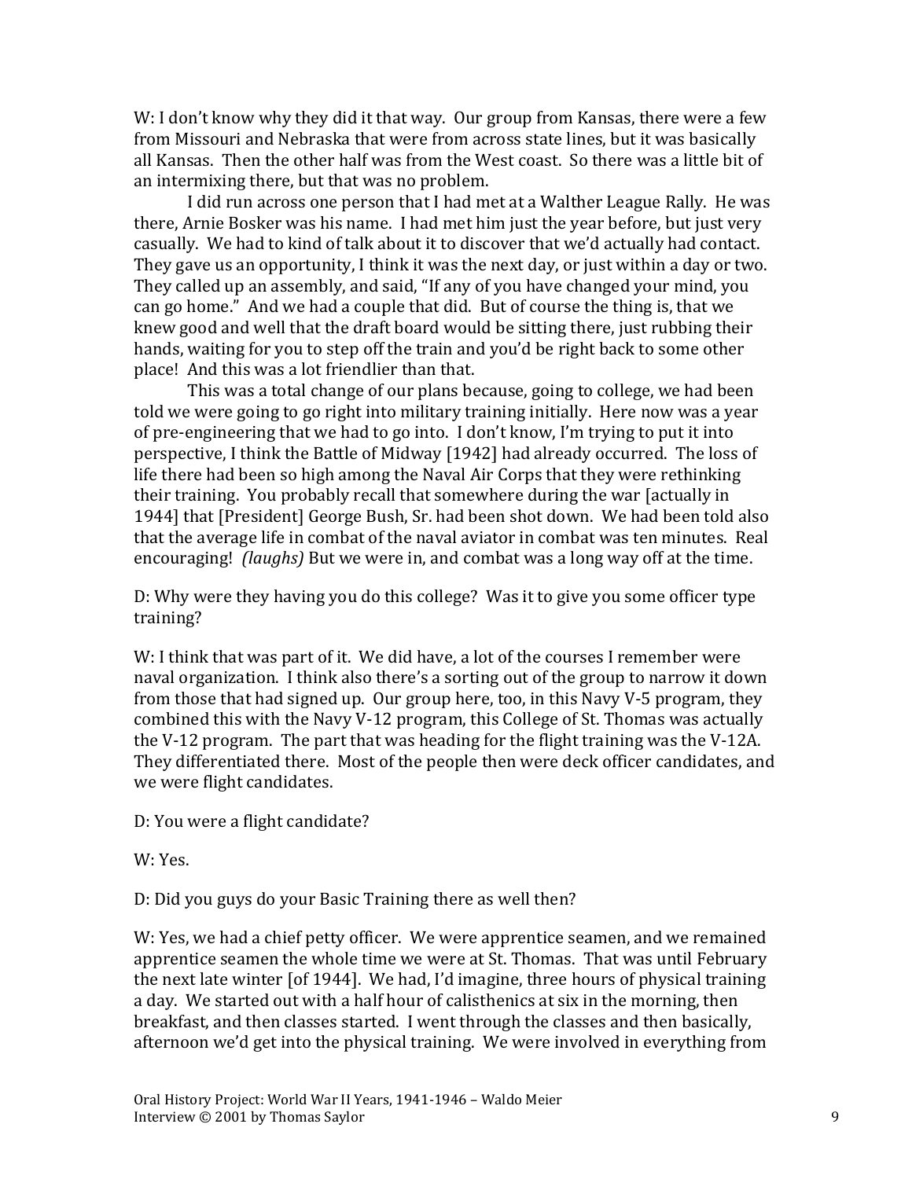W: I don't know why they did it that way. Our group from Kansas, there were a few from Missouri and Nebraska that were from across state lines, but it was basically all Kansas. Then the other half was from the West coast. So there was a little bit of an intermixing there, but that was no problem.

I did run across one person that I had met at a Walther League Rally. He was there, Arnie Bosker was his name. I had met him just the year before, but just very casually. We had to kind of talk about it to discover that we'd actually had contact. They gave us an opportunity, I think it was the next day, or just within a day or two. They called up an assembly, and said, "If any of you have changed your mind, you can go home." And we had a couple that did. But of course the thing is, that we knew good and well that the draft board would be sitting there, just rubbing their hands, waiting for you to step off the train and you'd be right back to some other place! And this was a lot friendlier than that.

This was a total change of our plans because, going to college, we had been told we were going to go right into military training initially. Here now was a year of pre-engineering that we had to go into. I don't know, I'm trying to put it into perspective, I think the Battle of Midway [1942] had already occurred. The loss of life there had been so high among the Naval Air Corps that they were rethinking their training. You probably recall that somewhere during the war [actually in 1944] that [President] George Bush, Sr. had been shot down. We had been told also that the average life in combat of the naval aviator in combat was ten minutes. Real encouraging! *(laughs)* But we were in, and combat was a long way off at the time.

D: Why were they having you do this college? Was it to give you some officer type training?

W: I think that was part of it. We did have, a lot of the courses I remember were naval organization. I think also there's a sorting out of the group to narrow it down from those that had signed up. Our group here, too, in this Navy V-5 program, they combined this with the Navy V-12 program, this College of St. Thomas was actually the V-12 program. The part that was heading for the flight training was the V-12A. They differentiated there. Most of the people then were deck officer candidates, and we were flight candidates.

D: You were a flight candidate?

W: Yes.

D: Did you guys do your Basic Training there as well then?

W: Yes, we had a chief petty officer. We were apprentice seamen, and we remained apprentice seamen the whole time we were at St. Thomas. That was until February the next late winter [of 1944]. We had, I'd imagine, three hours of physical training a day. We started out with a half hour of calisthenics at six in the morning, then breakfast, and then classes started. I went through the classes and then basically, afternoon we'd get into the physical training. We were involved in everything from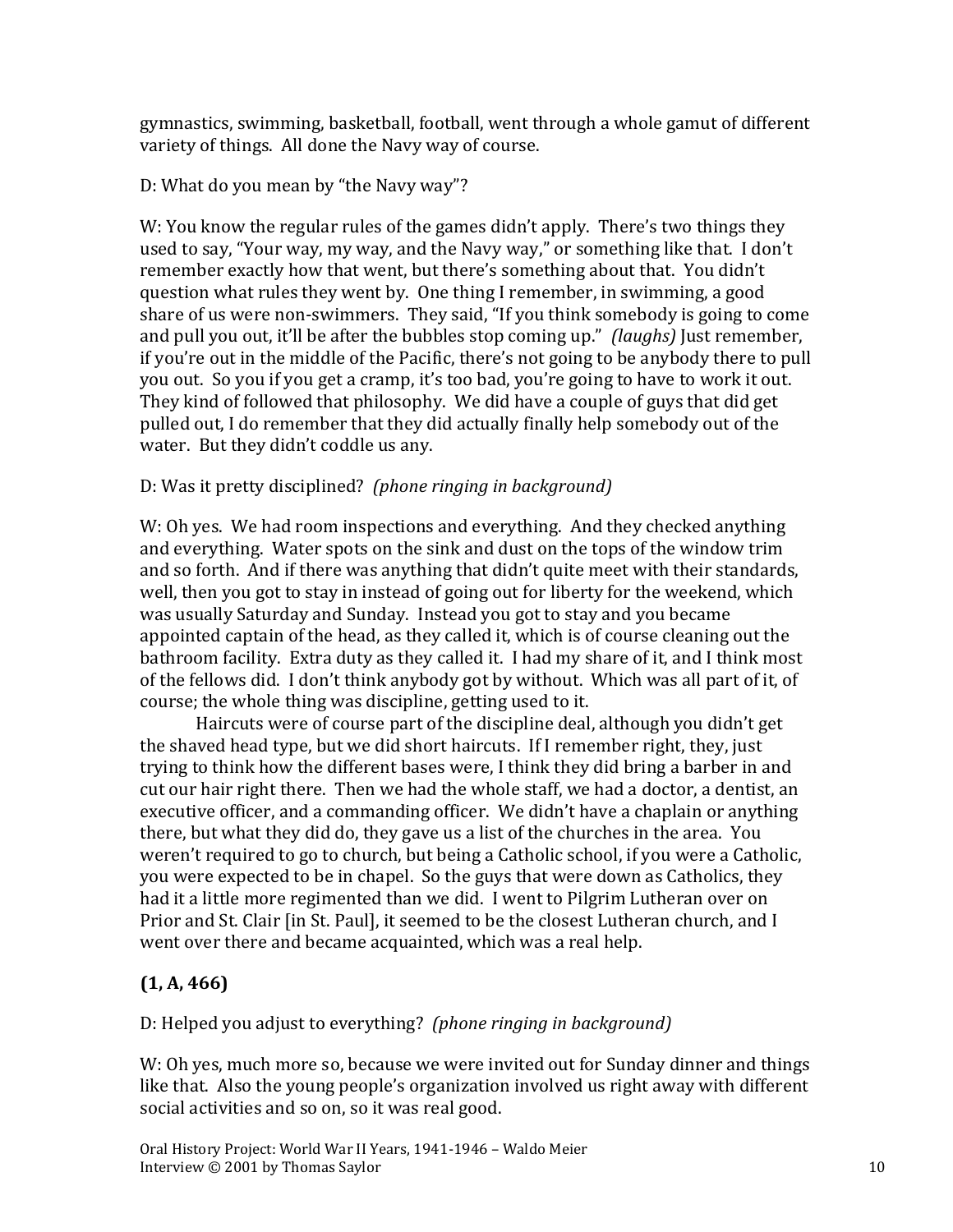gymnastics, swimming, basketball, football, went through a whole gamut of different variety of things. All done the Navy way of course.

D: What do you mean by "the Navy way"?

W: You know the regular rules of the games didn't apply. There's two things they used to say, "Your way, my way, and the Navy way," or something like that. I don't remember exactly how that went, but there's something about that. You didn't question what rules they went by. One thing I remember, in swimming, a good share of us were non-swimmers. They said, "If you think somebody is going to come and pull you out, it'll be after the bubbles stop coming up." *(laughs)* Just remember, if you're out in the middle of the Pacific, there's not going to be anybody there to pull you out. So you if you get a cramp, it's too bad, you're going to have to work it out. They kind of followed that philosophy. We did have a couple of guys that did get pulled out, I do remember that they did actually finally help somebody out of the water. But they didn't coddle us any.

D: Was it pretty disciplined? *(phone ringing in background)*

W: Oh yes. We had room inspections and everything. And they checked anything and everything. Water spots on the sink and dust on the tops of the window trim and so forth. And if there was anything that didn't quite meet with their standards, well, then you got to stay in instead of going out for liberty for the weekend, which was usually Saturday and Sunday. Instead you got to stay and you became appointed captain of the head, as they called it, which is of course cleaning out the bathroom facility. Extra duty as they called it. I had my share of it, and I think most of the fellows did. I don't think anybody got by without. Which was all part of it, of course; the whole thing was discipline, getting used to it.

Haircuts were of course part of the discipline deal, although you didn't get the shaved head type, but we did short haircuts. If I remember right, they, just trying to think how the different bases were, I think they did bring a barber in and cut our hair right there. Then we had the whole staff, we had a doctor, a dentist, an executive officer, and a commanding officer. We didn't have a chaplain or anything there, but what they did do, they gave us a list of the churches in the area. You weren't required to go to church, but being a Catholic school, if you were a Catholic, you were expected to be in chapel. So the guys that were down as Catholics, they had it a little more regimented than we did. I went to Pilgrim Lutheran over on Prior and St. Clair [in St. Paul], it seemed to be the closest Lutheran church, and I went over there and became acquainted, which was a real help.

**(1, A, 466)**

D: Helped you adjust to everything? *(phone ringing in background)*

W: Oh yes, much more so, because we were invited out for Sunday dinner and things like that. Also the young people's organization involved us right away with different social activities and so on, so it was real good.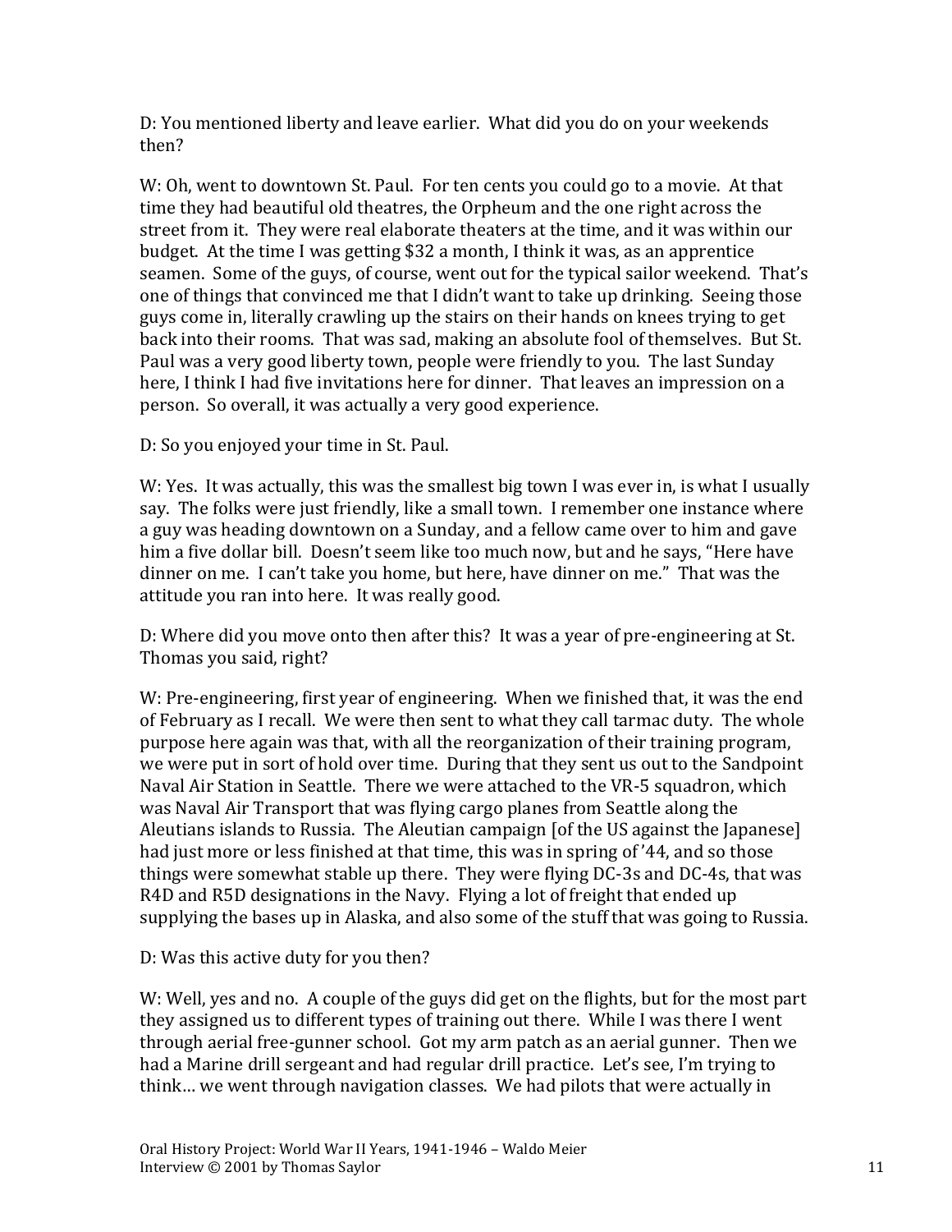D: You mentioned liberty and leave earlier. What did you do on your weekends then?

W: Oh, went to downtown St. Paul. For ten cents you could go to a movie. At that time they had beautiful old theatres, the Orpheum and the one right across the street from it. They were real elaborate theaters at the time, and it was within our budget. At the time I was getting $32 a month, I think it was, as an apprentice seamen. Some of the guys, of course, went out for the typical sailor weekend. That's one of things that convinced me that I didn't want to take up drinking. Seeing those guys come in, literally crawling up the stairs on their hands on knees trying to get back into their rooms. That was sad, making an absolute fool of themselves. But St. Paul was a very good liberty town, people were friendly to you. The last Sunday here, I think I had five invitations here for dinner. That leaves an impression on a person. So overall, it was actually a very good experience.

D: So you enjoyed your time in St. Paul.

W: Yes. It was actually, this was the smallest big town I was ever in, is what I usually say. The folks were just friendly, like a small town. I remember one instance where a guy was heading downtown on a Sunday, and a fellow came over to him and gave him a five dollar bill. Doesn't seem like too much now, but and he says, "Here have dinner on me. I can't take you home, but here, have dinner on me." That was the attitude you ran into here. It was really good.

D: Where did you move onto then after this? It was a year of pre-engineering at St. Thomas you said, right?

W: Pre-engineering, first year of engineering. When we finished that, it was the end of February as I recall. We were then sent to what they call tarmac duty. The whole purpose here again was that, with all the reorganization of their training program, we were put in sort of hold over time. During that they sent us out to the Sandpoint Naval Air Station in Seattle. There we were attached to the VR-5 squadron, which was Naval Air Transport that was flying cargo planes from Seattle along the Aleutians islands to Russia. The Aleutian campaign [of the US against the Japanese] had just more or less finished at that time, this was in spring of '44, and so those things were somewhat stable up there. They were flying DC-3s and DC-4s, that was R4D and R5D designations in the Navy. Flying a lot of freight that ended up supplying the bases up in Alaska, and also some of the stuff that was going to Russia.

D: Was this active duty for you then?

W: Well, yes and no. A couple of the guys did get on the flights, but for the most part they assigned us to different types of training out there. While I was there I went through aerial free-gunner school. Got my arm patch as an aerial gunner. Then we had a Marine drill sergeant and had regular drill practice. Let's see, I'm trying to think… we went through navigation classes. We had pilots that were actually in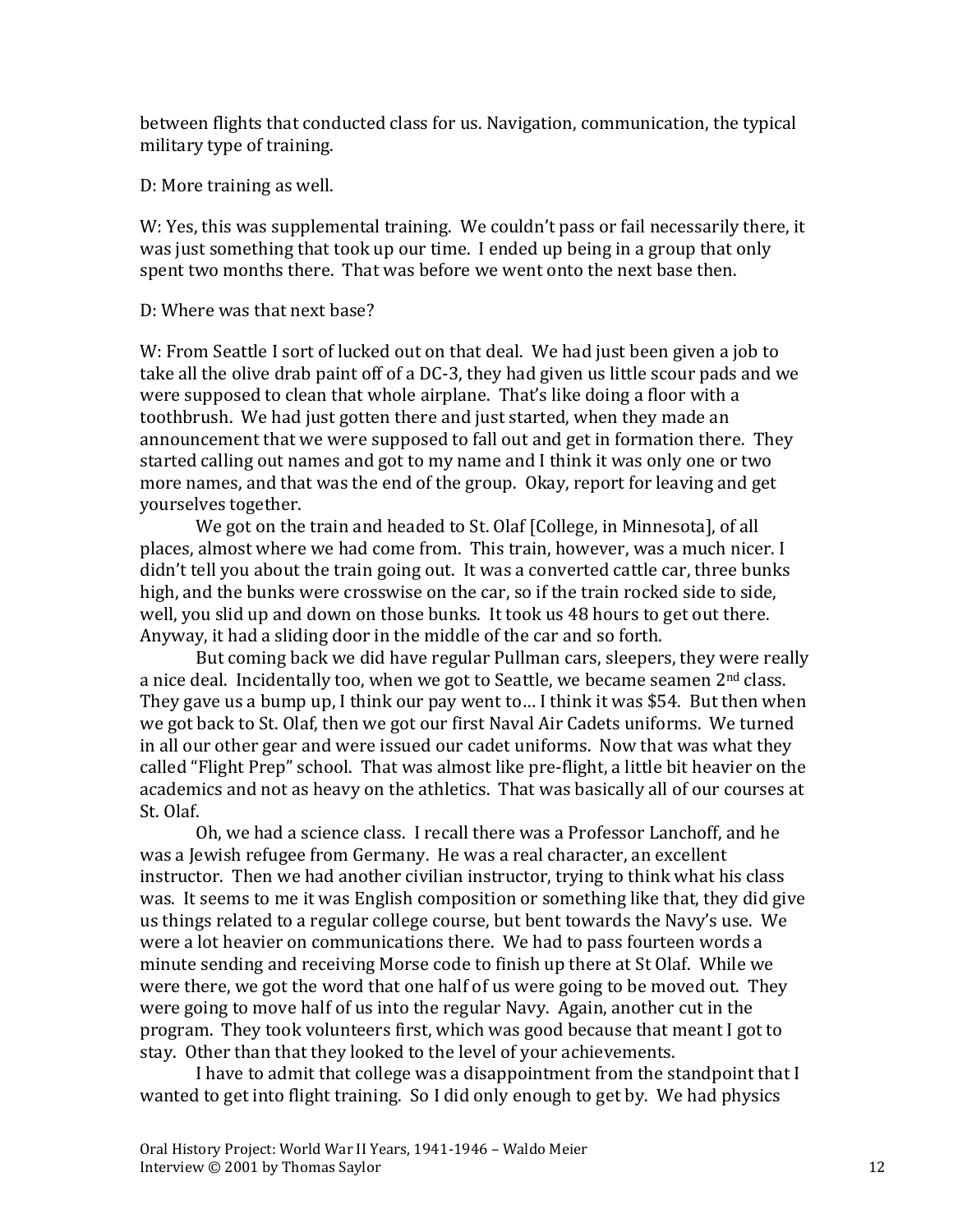between flights that conducted class for us. Navigation, communication, the typical military type of training.

D: More training as well.

W: Yes, this was supplemental training. We couldn't pass or fail necessarily there, it was just something that took up our time. I ended up being in a group that only spent two months there. That was before we went onto the next base then.

D: Where was that next base?

W: From Seattle I sort of lucked out on that deal. We had just been given a job to take all the olive drab paint off of a DC-3, they had given us little scour pads and we were supposed to clean that whole airplane. That's like doing a floor with a toothbrush. We had just gotten there and just started, when they made an announcement that we were supposed to fall out and get in formation there. They started calling out names and got to my name and I think it was only one or two more names, and that was the end of the group. Okay, report for leaving and get yourselves together.

We got on the train and headed to St. Olaf [College, in Minnesota], of all places, almost where we had come from. This train, however, was a much nicer. I didn't tell you about the train going out. It was a converted cattle car, three bunks high, and the bunks were crosswise on the car, so if the train rocked side to side, well, you slid up and down on those bunks. It took us 48 hours to get out there. Anyway, it had a sliding door in the middle of the car and so forth.

But coming back we did have regular Pullman cars, sleepers, they were really a nice deal. Incidentally too, when we got to Seattle, we became seamen 2nd class. They gave us a bump up, I think our pay went to… I think it was $54. But then when we got back to St. Olaf, then we got our first Naval Air Cadets uniforms. We turned in all our other gear and were issued our cadet uniforms. Now that was what they called "Flight Prep" school. That was almost like pre-flight, a little bit heavier on the academics and not as heavy on the athletics. That was basically all of our courses at St. Olaf.

Oh, we had a science class. I recall there was a Professor Lanchoff, and he was a Jewish refugee from Germany. He was a real character, an excellent instructor. Then we had another civilian instructor, trying to think what his class was. It seems to me it was English composition or something like that, they did give us things related to a regular college course, but bent towards the Navy's use. We were a lot heavier on communications there. We had to pass fourteen words a minute sending and receiving Morse code to finish up there at St Olaf. While we were there, we got the word that one half of us were going to be moved out. They were going to move half of us into the regular Navy. Again, another cut in the program. They took volunteers first, which was good because that meant I got to stay. Other than that they looked to the level of your achievements.

I have to admit that college was a disappointment from the standpoint that I wanted to get into flight training. So I did only enough to get by. We had physics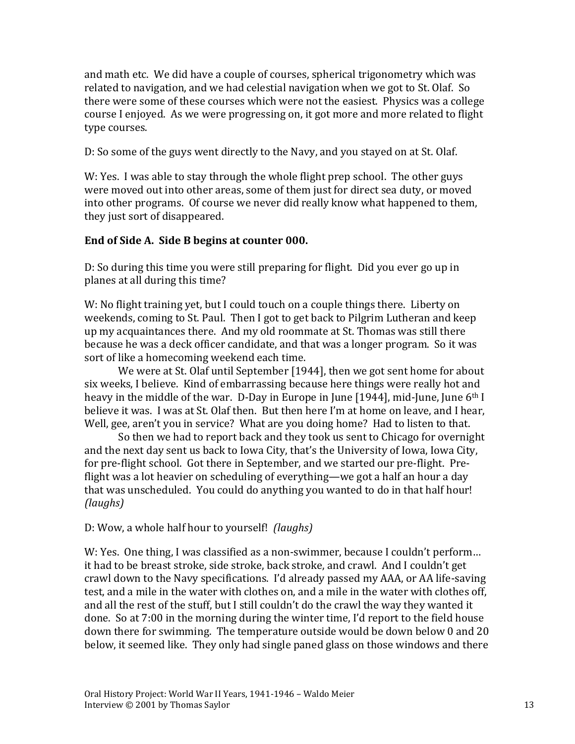and math etc. We did have a couple of courses, spherical trigonometry which was related to navigation, and we had celestial navigation when we got to St. Olaf. So there were some of these courses which were not the easiest. Physics was a college course I enjoyed. As we were progressing on, it got more and more related to flight type courses.

D: So some of the guys went directly to the Navy, and you stayed on at St. Olaf.

W: Yes. I was able to stay through the whole flight prep school. The other guys were moved out into other areas, some of them just for direct sea duty, or moved into other programs. Of course we never did really know what happened to them, they just sort of disappeared.

**End of Side A. Side B begins at counter 000.**

D: So during this time you were still preparing for flight. Did you ever go up in planes at all during this time?

W: No flight training yet, but I could touch on a couple things there. Liberty on weekends, coming to St. Paul. Then I got to get back to Pilgrim Lutheran and keep up my acquaintances there. And my old roommate at St. Thomas was still there because he was a deck officer candidate, and that was a longer program. So it was sort of like a homecoming weekend each time.

We were at St. Olaf until September [1944], then we got sent home for about six weeks, I believe. Kind of embarrassing because here things were really hot and heavy in the middle of the war. D-Day in Europe in June [1944], mid-June, June 6th I believe it was. I was at St. Olaf then. But then here I'm at home on leave, and I hear, Well, gee, aren't you in service? What are you doing home? Had to listen to that.

So then we had to report back and they took us sent to Chicago for overnight and the next day sent us back to Iowa City, that's the University of Iowa, Iowa City, for pre-flight school. Got there in September, and we started our pre-flight. Pre-flight was a lot heavier on scheduling of everything—we got a half an hour a day that was unscheduled. You could do anything you wanted to do in that half hour! *(laughs)*

D: Wow, a whole half hour to yourself! *(laughs)*

W: Yes. One thing, I was classified as a non-swimmer, because I couldn't perform… it had to be breast stroke, side stroke, back stroke, and crawl. And I couldn't get crawl down to the Navy specifications. I'd already passed my AAA, or AA life-saving test, and a mile in the water with clothes on, and a mile in the water with clothes off, and all the rest of the stuff, but I still couldn't do the crawl the way they wanted it done. So at 7:00 in the morning during the winter time, I'd report to the field house down there for swimming. The temperature outside would be down below 0 and 20 below, it seemed like. They only had single paned glass on those windows and there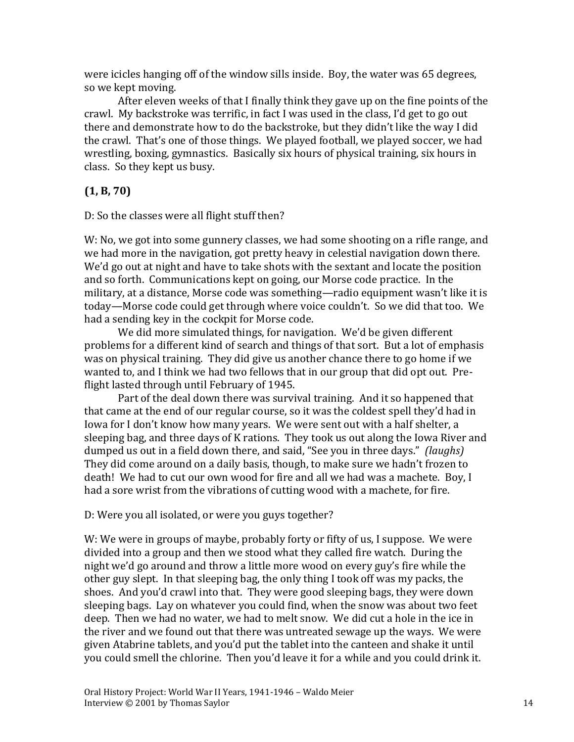were icicles hanging off of the window sills inside. Boy, the water was 65 degrees, so we kept moving.

After eleven weeks of that I finally think they gave up on the fine points of the crawl. My backstroke was terrific, in fact I was used in the class, I'd get to go out there and demonstrate how to do the backstroke, but they didn't like the way I did the crawl. That's one of those things. We played football, we played soccer, we had wrestling, boxing, gymnastics. Basically six hours of physical training, six hours in class. So they kept us busy.

**(1, B, 70)**

D: So the classes were all flight stuff then?

W: No, we got into some gunnery classes, we had some shooting on a rifle range, and we had more in the navigation, got pretty heavy in celestial navigation down there. We'd go out at night and have to take shots with the sextant and locate the position and so forth. Communications kept on going, our Morse code practice. In the military, at a distance, Morse code was something—radio equipment wasn't like it is today—Morse code could get through where voice couldn't. So we did that too. We had a sending key in the cockpit for Morse code.

We did more simulated things, for navigation. We'd be given different problems for a different kind of search and things of that sort. But a lot of emphasis was on physical training. They did give us another chance there to go home if we wanted to, and I think we had two fellows that in our group that did opt out. Pre-flight lasted through until February of 1945.

Part of the deal down there was survival training. And it so happened that that came at the end of our regular course, so it was the coldest spell they'd had in Iowa for I don't know how many years. We were sent out with a half shelter, a sleeping bag, and three days of K rations. They took us out along the Iowa River and dumped us out in a field down there, and said, "See you in three days." *(laughs)* They did come around on a daily basis, though, to make sure we hadn't frozen to death! We had to cut our own wood for fire and all we had was a machete. Boy, I had a sore wrist from the vibrations of cutting wood with a machete, for fire.

D: Were you all isolated, or were you guys together?

W: We were in groups of maybe, probably forty or fifty of us, I suppose. We were divided into a group and then we stood what they called fire watch. During the night we'd go around and throw a little more wood on every guy's fire while the other guy slept. In that sleeping bag, the only thing I took off was my packs, the shoes. And you'd crawl into that. They were good sleeping bags, they were down sleeping bags. Lay on whatever you could find, when the snow was about two feet deep. Then we had no water, we had to melt snow. We did cut a hole in the ice in the river and we found out that there was untreated sewage up the ways. We were given Atabrine tablets, and you'd put the tablet into the canteen and shake it until you could smell the chlorine. Then you'd leave it for a while and you could drink it.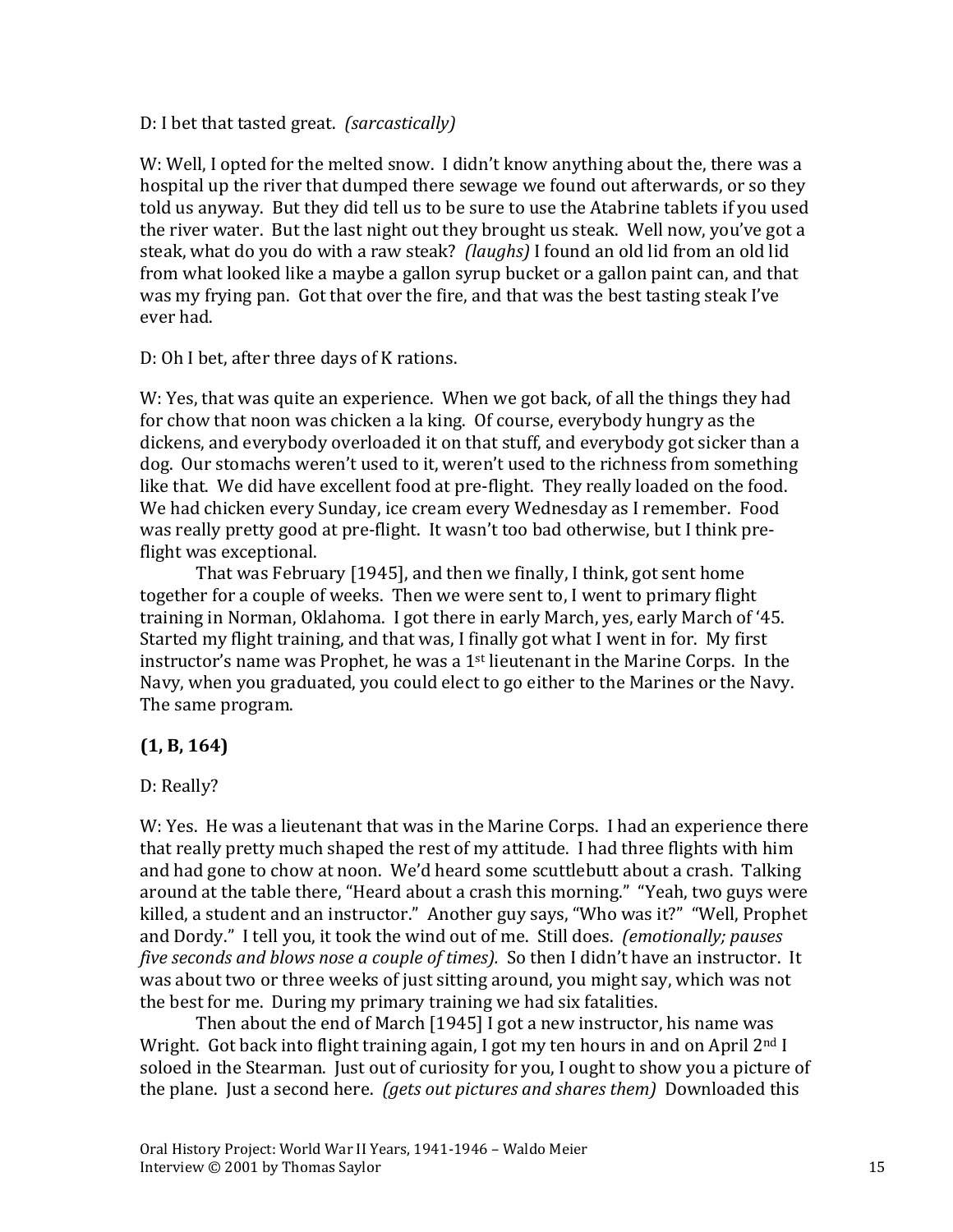D: I bet that tasted great. *(sarcastically)*

W: Well, I opted for the melted snow. I didn't know anything about the, there was a hospital up the river that dumped there sewage we found out afterwards, or so they told us anyway. But they did tell us to be sure to use the Atabrine tablets if you used the river water. But the last night out they brought us steak. Well now, you've got a steak, what do you do with a raw steak? *(laughs)* I found an old lid from an old lid from what looked like a maybe a gallon syrup bucket or a gallon paint can, and that was my frying pan. Got that over the fire, and that was the best tasting steak I've ever had.

D: Oh I bet, after three days of K rations.

W: Yes, that was quite an experience. When we got back, of all the things they had for chow that noon was chicken a la king. Of course, everybody hungry as the dickens, and everybody overloaded it on that stuff, and everybody got sicker than a dog. Our stomachs weren't used to it, weren't used to the richness from something like that. We did have excellent food at pre-flight. They really loaded on the food. We had chicken every Sunday, ice cream every Wednesday as I remember. Food was really pretty good at pre-flight. It wasn't too bad otherwise, but I think pre-flight was exceptional.

That was February [1945], and then we finally, I think, got sent home together for a couple of weeks. Then we were sent to, I went to primary flight training in Norman, Oklahoma. I got there in early March, yes, early March of '45. Started my flight training, and that was, I finally got what I went in for. My first instructor's name was Prophet, he was a 1st lieutenant in the Marine Corps. In the Navy, when you graduated, you could elect to go either to the Marines or the Navy. The same program.

**(1, B, 164)**

D: Really?

W: Yes. He was a lieutenant that was in the Marine Corps. I had an experience there that really pretty much shaped the rest of my attitude. I had three flights with him and had gone to chow at noon. We'd heard some scuttlebutt about a crash. Talking around at the table there, "Heard about a crash this morning." "Yeah, two guys were killed, a student and an instructor." Another guy says, "Who was it?" "Well, Prophet and Dordy." I tell you, it took the wind out of me. Still does. *(emotionally; pauses five seconds and blows nose a couple of times).* So then I didn't have an instructor. It was about two or three weeks of just sitting around, you might say, which was not the best for me. During my primary training we had six fatalities.

Then about the end of March [1945] I got a new instructor, his name was Wright. Got back into flight training again, I got my ten hours in and on April 2nd I soloed in the Stearman. Just out of curiosity for you, I ought to show you a picture of the plane. Just a second here. *(gets out pictures and shares them)* Downloaded this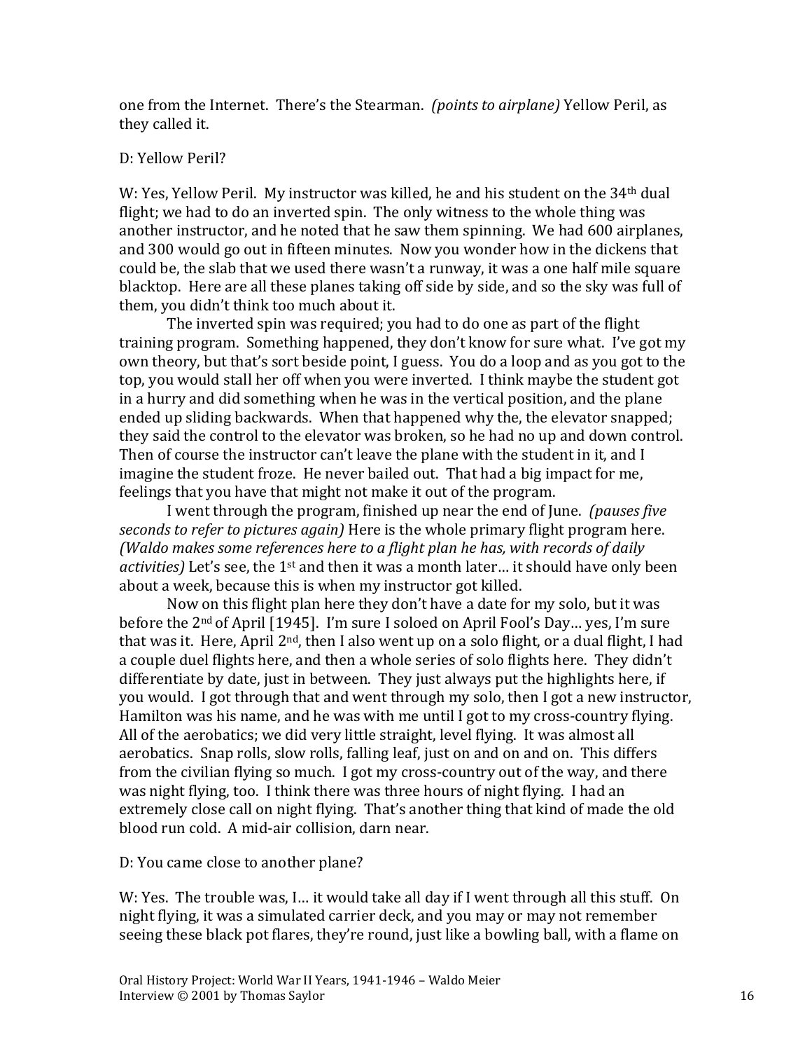one from the Internet. There's the Stearman. *(points to airplane)* Yellow Peril, as they called it.

D: Yellow Peril?

W: Yes, Yellow Peril. My instructor was killed, he and his student on the 34th dual flight; we had to do an inverted spin. The only witness to the whole thing was another instructor, and he noted that he saw them spinning. We had 600 airplanes, and 300 would go out in fifteen minutes. Now you wonder how in the dickens that could be, the slab that we used there wasn't a runway, it was a one half mile square blacktop. Here are all these planes taking off side by side, and so the sky was full of them, you didn't think too much about it.

The inverted spin was required; you had to do one as part of the flight training program. Something happened, they don't know for sure what. I've got my own theory, but that's sort beside point, I guess. You do a loop and as you got to the top, you would stall her off when you were inverted. I think maybe the student got in a hurry and did something when he was in the vertical position, and the plane ended up sliding backwards. When that happened why the, the elevator snapped; they said the control to the elevator was broken, so he had no up and down control. Then of course the instructor can't leave the plane with the student in it, and I imagine the student froze. He never bailed out. That had a big impact for me, feelings that you have that might not make it out of the program.

I went through the program, finished up near the end of June. *(pauses five seconds to refer to pictures again)* Here is the whole primary flight program here. *(Waldo makes some references here to a flight plan he has, with records of daily activities)* Let's see, the 1st and then it was a month later… it should have only been about a week, because this is when my instructor got killed.

Now on this flight plan here they don't have a date for my solo, but it was before the 2nd of April [1945]. I'm sure I soloed on April Fool's Day… yes, I'm sure that was it. Here, April 2nd, then I also went up on a solo flight, or a dual flight, I had a couple duel flights here, and then a whole series of solo flights here. They didn't differentiate by date, just in between. They just always put the highlights here, if you would. I got through that and went through my solo, then I got a new instructor, Hamilton was his name, and he was with me until I got to my cross-country flying. All of the aerobatics; we did very little straight, level flying. It was almost all aerobatics. Snap rolls, slow rolls, falling leaf, just on and on and on. This differs from the civilian flying so much. I got my cross-country out of the way, and there was night flying, too. I think there was three hours of night flying. I had an extremely close call on night flying. That's another thing that kind of made the old blood run cold. A mid-air collision, darn near.

D: You came close to another plane?

W: Yes. The trouble was, I… it would take all day if I went through all this stuff. On night flying, it was a simulated carrier deck, and you may or may not remember seeing these black pot flares, they're round, just like a bowling ball, with a flame on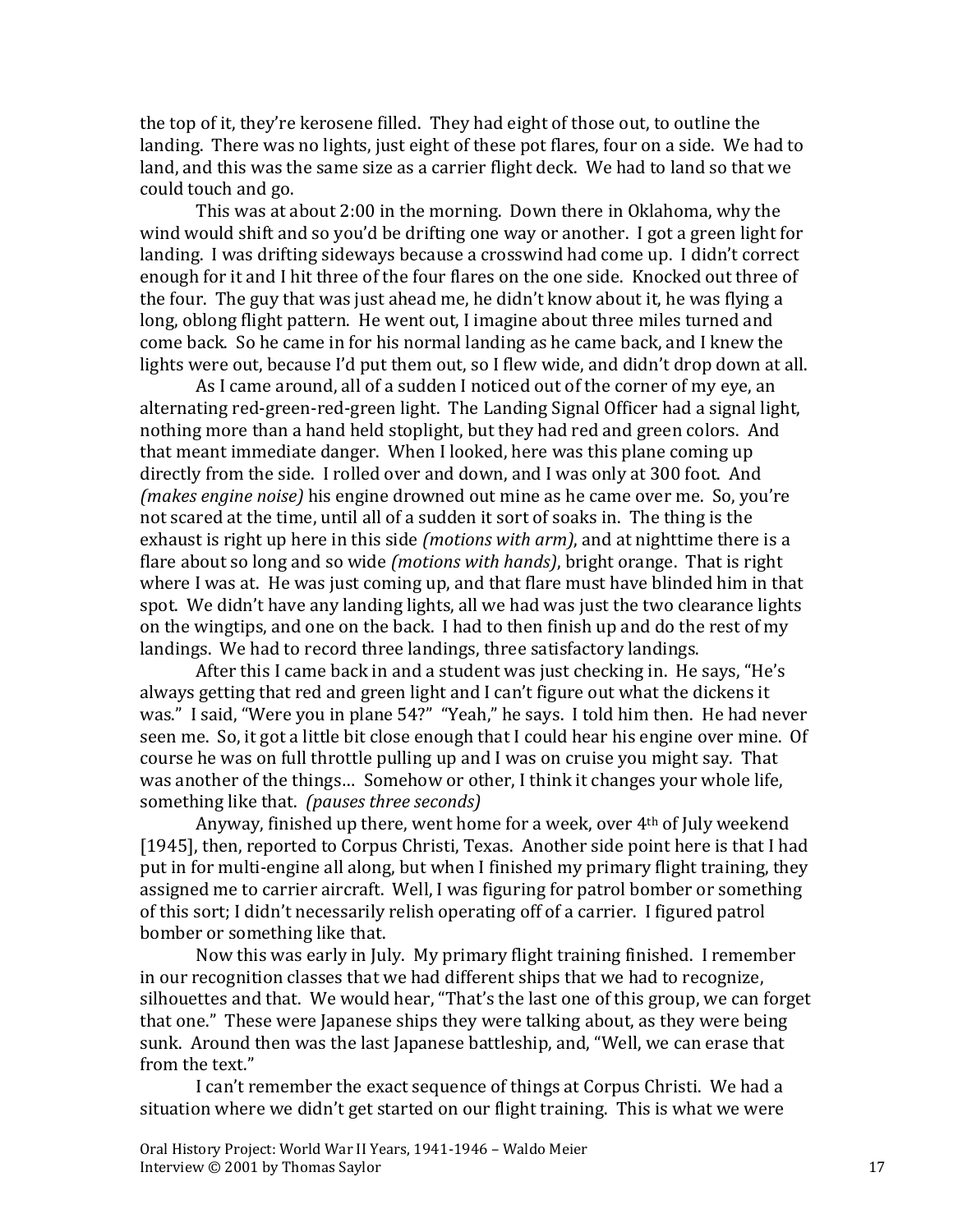the top of it, they're kerosene filled. They had eight of those out, to outline the landing. There was no lights, just eight of these pot flares, four on a side. We had to land, and this was the same size as a carrier flight deck. We had to land so that we could touch and go.

This was at about 2:00 in the morning. Down there in Oklahoma, why the wind would shift and so you'd be drifting one way or another. I got a green light for landing. I was drifting sideways because a crosswind had come up. I didn't correct enough for it and I hit three of the four flares on the one side. Knocked out three of the four. The guy that was just ahead me, he didn't know about it, he was flying a long, oblong flight pattern. He went out, I imagine about three miles turned and come back. So he came in for his normal landing as he came back, and I knew the lights were out, because I'd put them out, so I flew wide, and didn't drop down at all.

As I came around, all of a sudden I noticed out of the corner of my eye, an alternating red-green-red-green light. The Landing Signal Officer had a signal light, nothing more than a hand held stoplight, but they had red and green colors. And that meant immediate danger. When I looked, here was this plane coming up directly from the side. I rolled over and down, and I was only at 300 foot. And *(makes engine noise)* his engine drowned out mine as he came over me. So, you're not scared at the time, until all of a sudden it sort of soaks in. The thing is the exhaust is right up here in this side *(motions with arm)*, and at nighttime there is a flare about so long and so wide *(motions with hands)*, bright orange. That is right where I was at. He was just coming up, and that flare must have blinded him in that spot. We didn't have any landing lights, all we had was just the two clearance lights on the wingtips, and one on the back. I had to then finish up and do the rest of my landings. We had to record three landings, three satisfactory landings.

After this I came back in and a student was just checking in. He says, "He's always getting that red and green light and I can't figure out what the dickens it was." I said, "Were you in plane 54?" "Yeah," he says. I told him then. He had never seen me. So, it got a little bit close enough that I could hear his engine over mine. Of course he was on full throttle pulling up and I was on cruise you might say. That was another of the things… Somehow or other, I think it changes your whole life, something like that. *(pauses three seconds)*

Anyway, finished up there, went home for a week, over 4th of July weekend [1945], then, reported to Corpus Christi, Texas. Another side point here is that I had put in for multi-engine all along, but when I finished my primary flight training, they assigned me to carrier aircraft. Well, I was figuring for patrol bomber or something of this sort; I didn't necessarily relish operating off of a carrier. I figured patrol bomber or something like that.

Now this was early in July. My primary flight training finished. I remember in our recognition classes that we had different ships that we had to recognize, silhouettes and that. We would hear, "That's the last one of this group, we can forget that one." These were Japanese ships they were talking about, as they were being sunk. Around then was the last Japanese battleship, and, "Well, we can erase that from the text."

I can't remember the exact sequence of things at Corpus Christi. We had a situation where we didn't get started on our flight training. This is what we were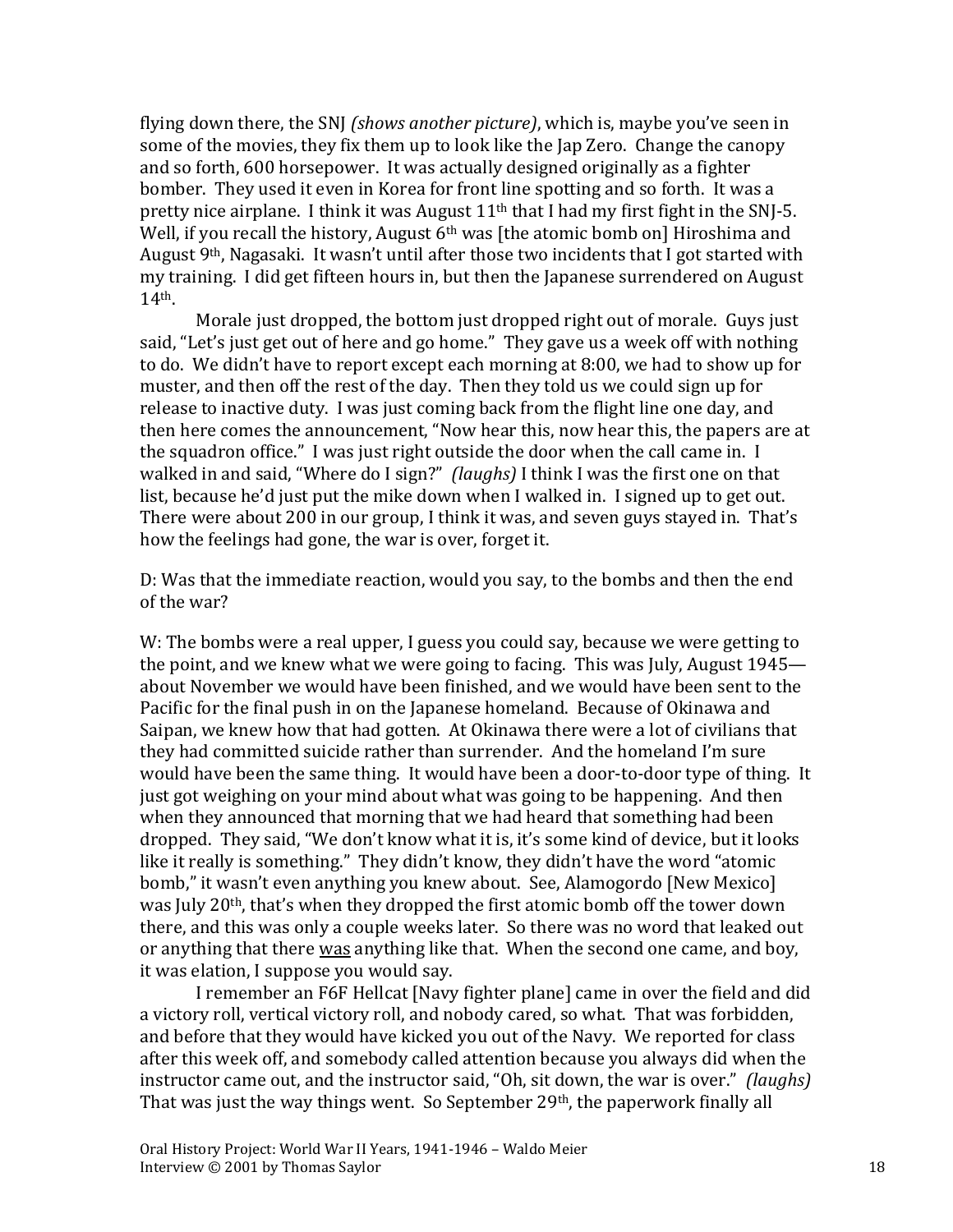flying down there, the SNJ *(shows another picture)*, which is, maybe you've seen in some of the movies, they fix them up to look like the Jap Zero. Change the canopy and so forth, 600 horsepower. It was actually designed originally as a fighter bomber. They used it even in Korea for front line spotting and so forth. It was a pretty nice airplane. I think it was August 11th that I had my first fight in the SNJ-5. Well, if you recall the history, August 6th was [the atomic bomb on] Hiroshima and August 9th, Nagasaki. It wasn't until after those two incidents that I got started with my training. I did get fifteen hours in, but then the Japanese surrendered on August 14th.

Morale just dropped, the bottom just dropped right out of morale. Guys just said, "Let's just get out of here and go home." They gave us a week off with nothing to do. We didn't have to report except each morning at 8:00, we had to show up for muster, and then off the rest of the day. Then they told us we could sign up for release to inactive duty. I was just coming back from the flight line one day, and then here comes the announcement, "Now hear this, now hear this, the papers are at the squadron office." I was just right outside the door when the call came in. I walked in and said, "Where do I sign?" *(laughs)* I think I was the first one on that list, because he'd just put the mike down when I walked in. I signed up to get out. There were about 200 in our group, I think it was, and seven guys stayed in. That's how the feelings had gone, the war is over, forget it.

D: Was that the immediate reaction, would you say, to the bombs and then the end of the war?

W: The bombs were a real upper, I guess you could say, because we were getting to the point, and we knew what we were going to facing. This was July, August 1945—about November we would have been finished, and we would have been sent to the Pacific for the final push in on the Japanese homeland. Because of Okinawa and Saipan, we knew how that had gotten. At Okinawa there were a lot of civilians that they had committed suicide rather than surrender. And the homeland I'm sure would have been the same thing. It would have been a door-to-door type of thing. It just got weighing on your mind about what was going to be happening. And then when they announced that morning that we had heard that something had been dropped. They said, "We don't know what it is, it's some kind of device, but it looks like it really is something." They didn't know, they didn't have the word "atomic bomb," it wasn't even anything you knew about. See, Alamogordo [New Mexico] was July 20th, that's when they dropped the first atomic bomb off the tower down there, and this was only a couple weeks later. So there was no word that leaked out or anything that there <u>was</u> anything like that. When the second one came, and boy, it was elation, I suppose you would say.

I remember an F6F Hellcat [Navy fighter plane] came in over the field and did a victory roll, vertical victory roll, and nobody cared, so what. That was forbidden, and before that they would have kicked you out of the Navy. We reported for class after this week off, and somebody called attention because you always did when the instructor came out, and the instructor said, "Oh, sit down, the war is over." *(laughs)* That was just the way things went. So September 29th, the paperwork finally all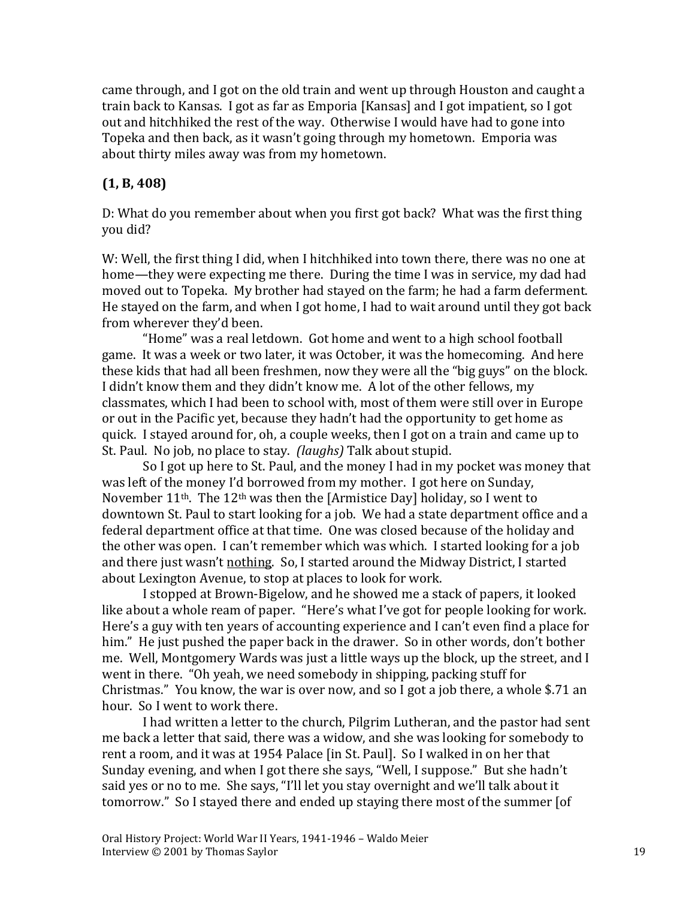came through, and I got on the old train and went up through Houston and caught a train back to Kansas. I got as far as Emporia [Kansas] and I got impatient, so I got out and hitchhiked the rest of the way. Otherwise I would have had to gone into Topeka and then back, as it wasn't going through my hometown. Emporia was about thirty miles away was from my hometown.

**(1, B, 408)**

D: What do you remember about when you first got back? What was the first thing you did?

W: Well, the first thing I did, when I hitchhiked into town there, there was no one at home—they were expecting me there. During the time I was in service, my dad had moved out to Topeka. My brother had stayed on the farm; he had a farm deferment. He stayed on the farm, and when I got home, I had to wait around until they got back from wherever they'd been.

"Home" was a real letdown. Got home and went to a high school football game. It was a week or two later, it was October, it was the homecoming. And here these kids that had all been freshmen, now they were all the "big guys" on the block. I didn't know them and they didn't know me. A lot of the other fellows, my classmates, which I had been to school with, most of them were still over in Europe or out in the Pacific yet, because they hadn't had the opportunity to get home as quick. I stayed around for, oh, a couple weeks, then I got on a train and came up to St. Paul. No job, no place to stay. *(laughs)* Talk about stupid.

So I got up here to St. Paul, and the money I had in my pocket was money that was left of the money I'd borrowed from my mother. I got here on Sunday, November 11th. The 12th was then the [Armistice Day] holiday, so I went to downtown St. Paul to start looking for a job. We had a state department office and a federal department office at that time. One was closed because of the holiday and the other was open. I can't remember which was which. I started looking for a job and there just wasn't nothing. So, I started around the Midway District, I started about Lexington Avenue, to stop at places to look for work.

I stopped at Brown-Bigelow, and he showed me a stack of papers, it looked like about a whole ream of paper. "Here's what I've got for people looking for work. Here's a guy with ten years of accounting experience and I can't even find a place for him." He just pushed the paper back in the drawer. So in other words, don't bother me. Well, Montgomery Wards was just a little ways up the block, up the street, and I went in there. "Oh yeah, we need somebody in shipping, packing stuff for Christmas." You know, the war is over now, and so I got a job there, a whole $.71 an hour. So I went to work there.

I had written a letter to the church, Pilgrim Lutheran, and the pastor had sent me back a letter that said, there was a widow, and she was looking for somebody to rent a room, and it was at 1954 Palace [in St. Paul]. So I walked in on her that Sunday evening, and when I got there she says, "Well, I suppose." But she hadn't said yes or no to me. She says, "I'll let you stay overnight and we'll talk about it tomorrow." So I stayed there and ended up staying there most of the summer [of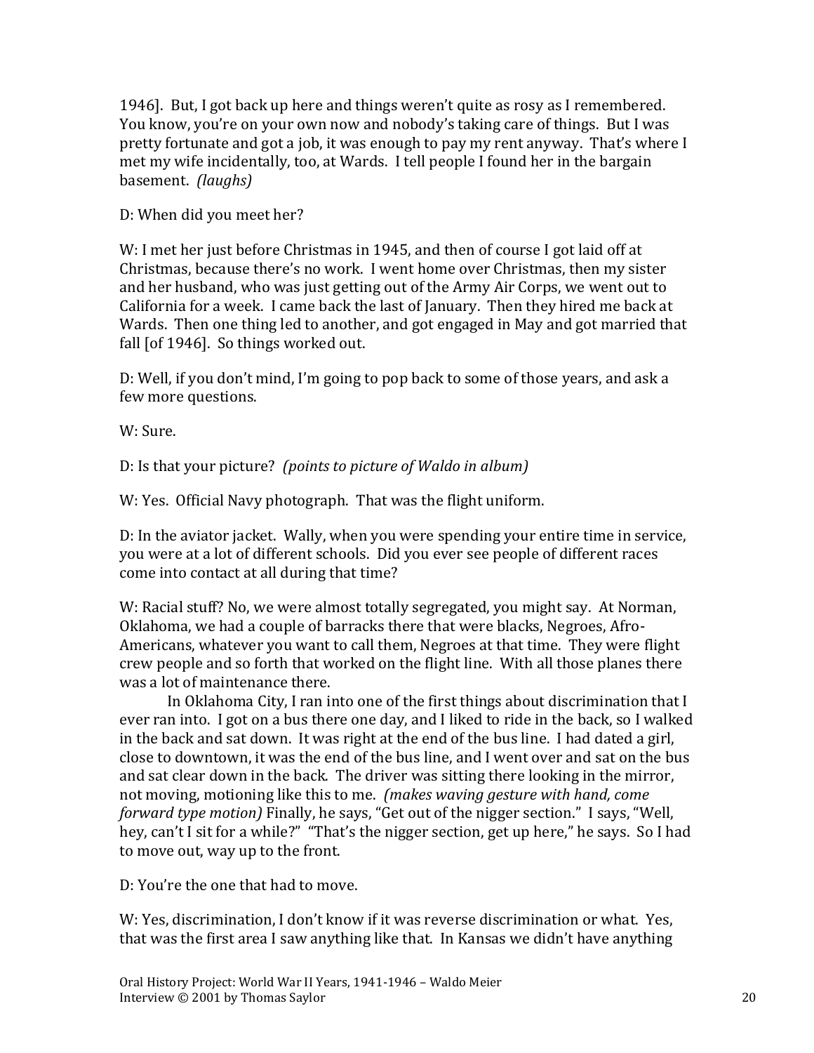1946]. But, I got back up here and things weren't quite as rosy as I remembered. You know, you're on your own now and nobody's taking care of things. But I was pretty fortunate and got a job, it was enough to pay my rent anyway. That's where I met my wife incidentally, too, at Wards. I tell people I found her in the bargain basement. *(laughs)*

D: When did you meet her?

W: I met her just before Christmas in 1945, and then of course I got laid off at Christmas, because there's no work. I went home over Christmas, then my sister and her husband, who was just getting out of the Army Air Corps, we went out to California for a week. I came back the last of January. Then they hired me back at Wards. Then one thing led to another, and got engaged in May and got married that fall [of 1946]. So things worked out.

D: Well, if you don't mind, I'm going to pop back to some of those years, and ask a few more questions.

W: Sure.

D: Is that your picture? *(points to picture of Waldo in album)*

W: Yes. Official Navy photograph. That was the flight uniform.

D: In the aviator jacket. Wally, when you were spending your entire time in service, you were at a lot of different schools. Did you ever see people of different races come into contact at all during that time?

W: Racial stuff? No, we were almost totally segregated, you might say. At Norman, Oklahoma, we had a couple of barracks there that were blacks, Negroes, Afro-Americans, whatever you want to call them, Negroes at that time. They were flight crew people and so forth that worked on the flight line. With all those planes there was a lot of maintenance there.

In Oklahoma City, I ran into one of the first things about discrimination that I ever ran into. I got on a bus there one day, and I liked to ride in the back, so I walked in the back and sat down. It was right at the end of the bus line. I had dated a girl, close to downtown, it was the end of the bus line, and I went over and sat on the bus and sat clear down in the back. The driver was sitting there looking in the mirror, not moving, motioning like this to me. *(makes waving gesture with hand, come forward type motion)* Finally, he says, "Get out of the nigger section." I says, "Well, hey, can't I sit for a while?" "That's the nigger section, get up here," he says. So I had to move out, way up to the front.

D: You're the one that had to move.

W: Yes, discrimination, I don't know if it was reverse discrimination or what. Yes, that was the first area I saw anything like that. In Kansas we didn't have anything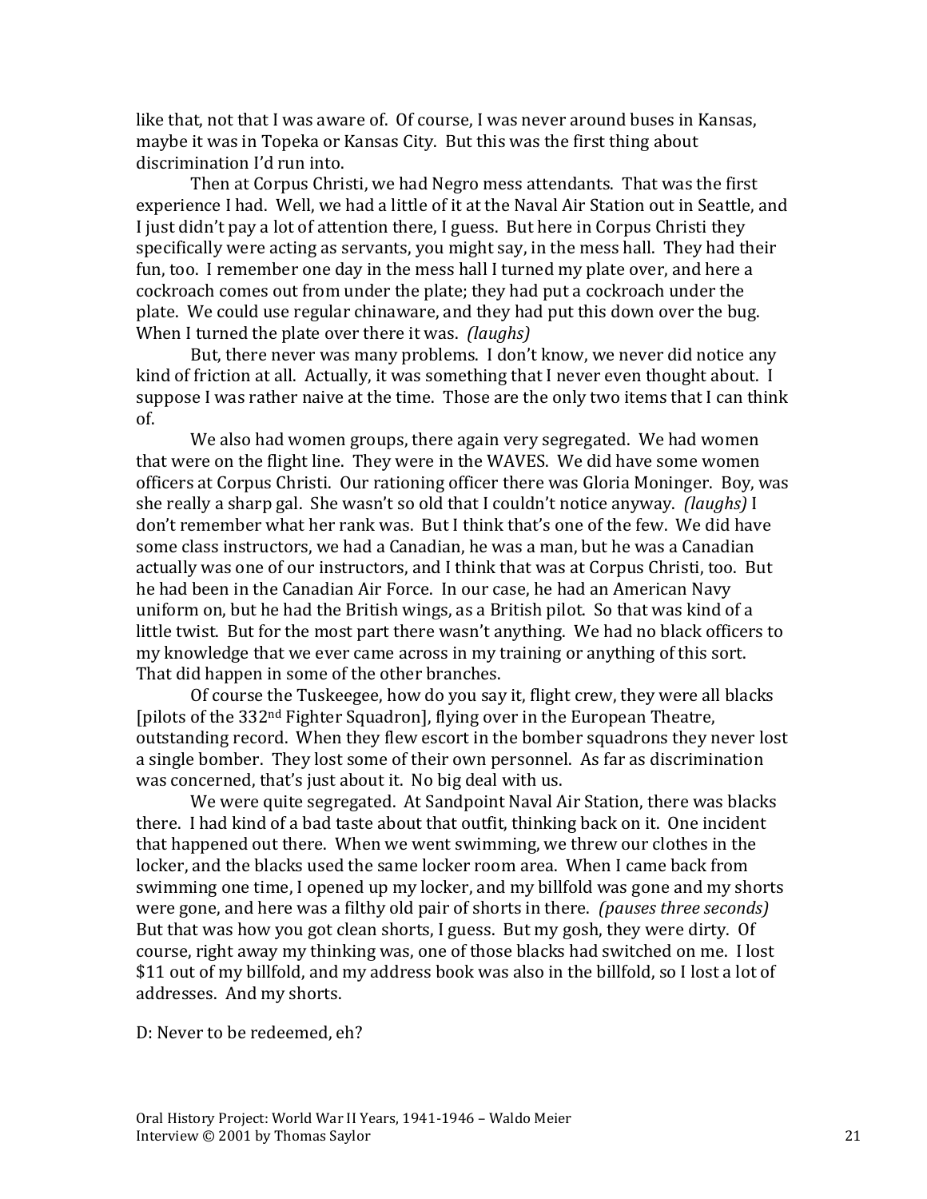like that, not that I was aware of. Of course, I was never around buses in Kansas, maybe it was in Topeka or Kansas City. But this was the first thing about discrimination I'd run into.

Then at Corpus Christi, we had Negro mess attendants. That was the first experience I had. Well, we had a little of it at the Naval Air Station out in Seattle, and I just didn't pay a lot of attention there, I guess. But here in Corpus Christi they specifically were acting as servants, you might say, in the mess hall. They had their fun, too. I remember one day in the mess hall I turned my plate over, and here a cockroach comes out from under the plate; they had put a cockroach under the plate. We could use regular chinaware, and they had put this down over the bug. When I turned the plate over there it was. *(laughs)*

But, there never was many problems. I don't know, we never did notice any kind of friction at all. Actually, it was something that I never even thought about. I suppose I was rather naive at the time. Those are the only two items that I can think of.

We also had women groups, there again very segregated. We had women that were on the flight line. They were in the WAVES. We did have some women officers at Corpus Christi. Our rationing officer there was Gloria Moninger. Boy, was she really a sharp gal. She wasn't so old that I couldn't notice anyway. *(laughs)* I don't remember what her rank was. But I think that's one of the few. We did have some class instructors, we had a Canadian, he was a man, but he was a Canadian actually was one of our instructors, and I think that was at Corpus Christi, too. But he had been in the Canadian Air Force. In our case, he had an American Navy uniform on, but he had the British wings, as a British pilot. So that was kind of a little twist. But for the most part there wasn't anything. We had no black officers to my knowledge that we ever came across in my training or anything of this sort. That did happen in some of the other branches.

Of course the Tuskeegee, how do you say it, flight crew, they were all blacks [pilots of the 332nd Fighter Squadron], flying over in the European Theatre, outstanding record. When they flew escort in the bomber squadrons they never lost a single bomber. They lost some of their own personnel. As far as discrimination was concerned, that's just about it. No big deal with us.

We were quite segregated. At Sandpoint Naval Air Station, there was blacks there. I had kind of a bad taste about that outfit, thinking back on it. One incident that happened out there. When we went swimming, we threw our clothes in the locker, and the blacks used the same locker room area. When I came back from swimming one time, I opened up my locker, and my billfold was gone and my shorts were gone, and here was a filthy old pair of shorts in there. *(pauses three seconds)* But that was how you got clean shorts, I guess. But my gosh, they were dirty. Of course, right away my thinking was, one of those blacks had switched on me. I lost $11 out of my billfold, and my address book was also in the billfold, so I lost a lot of addresses. And my shorts.

D: Never to be redeemed, eh?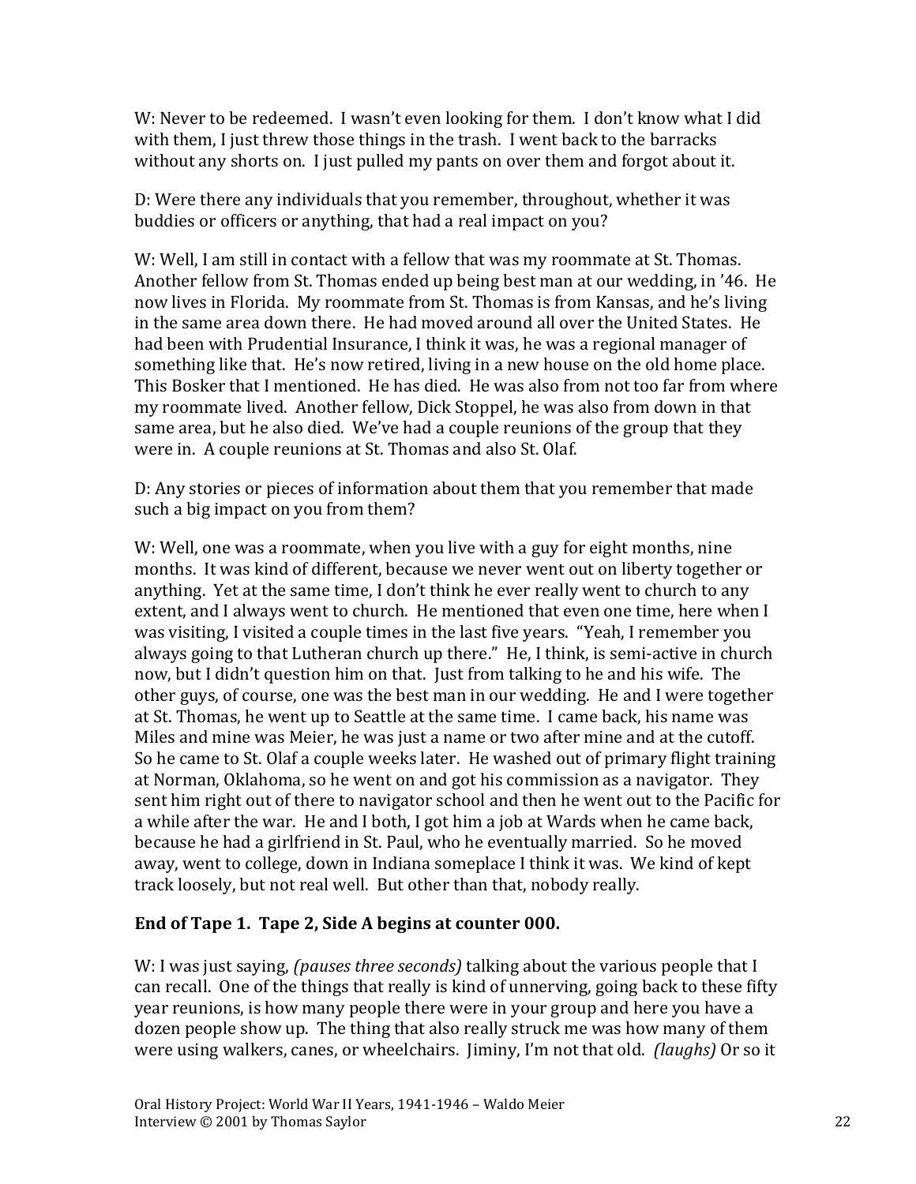W: Never to be redeemed. I wasn't even looking for them. I don't know what I did with them, I just threw those things in the trash. I went back to the barracks without any shorts on. I just pulled my pants on over them and forgot about it.

D: Were there any individuals that you remember, throughout, whether it was buddies or officers or anything, that had a real impact on you?

W: Well, I am still in contact with a fellow that was my roommate at St. Thomas. Another fellow from St. Thomas ended up being best man at our wedding, in '46. He now lives in Florida. My roommate from St. Thomas is from Kansas, and he's living in the same area down there. He had moved around all over the United States. He had been with Prudential Insurance, I think it was, he was a regional manager of something like that. He's now retired, living in a new house on the old home place. This Bosker that I mentioned. He has died. He was also from not too far from where my roommate lived. Another fellow, Dick Stoppel, he was also from down in that same area, but he also died. We've had a couple reunions of the group that they were in. A couple reunions at St. Thomas and also St. Olaf.

D: Any stories or pieces of information about them that you remember that made such a big impact on you from them?

W: Well, one was a roommate, when you live with a guy for eight months, nine months. It was kind of different, because we never went out on liberty together or anything. Yet at the same time, I don't think he ever really went to church to any extent, and I always went to church. He mentioned that even one time, here when I was visiting, I visited a couple times in the last five years. "Yeah, I remember you always going to that Lutheran church up there." He, I think, is semi-active in church now, but I didn't question him on that. Just from talking to he and his wife. The other guys, of course, one was the best man in our wedding. He and I were together at St. Thomas, he went up to Seattle at the same time. I came back, his name was Miles and mine was Meier, he was just a name or two after mine and at the cutoff. So he came to St. Olaf a couple weeks later. He washed out of primary flight training at Norman, Oklahoma, so he went on and got his commission as a navigator. They sent him right out of there to navigator school and then he went out to the Pacific for a while after the war. He and I both, I got him a job at Wards when he came back, because he had a girlfriend in St. Paul, who he eventually married. So he moved away, went to college, down in Indiana someplace I think it was. We kind of kept track loosely, but not real well. But other than that, nobody really.

**End of Tape 1. Tape 2, Side A begins at counter 000.**

W: I was just saying, *(pauses three seconds)* talking about the various people that I can recall. One of the things that really is kind of unnerving, going back to these fifty year reunions, is how many people there were in your group and here you have a dozen people show up. The thing that also really struck me was how many of them were using walkers, canes, or wheelchairs. Jiminy, I'm not that old. *(laughs)* Or so it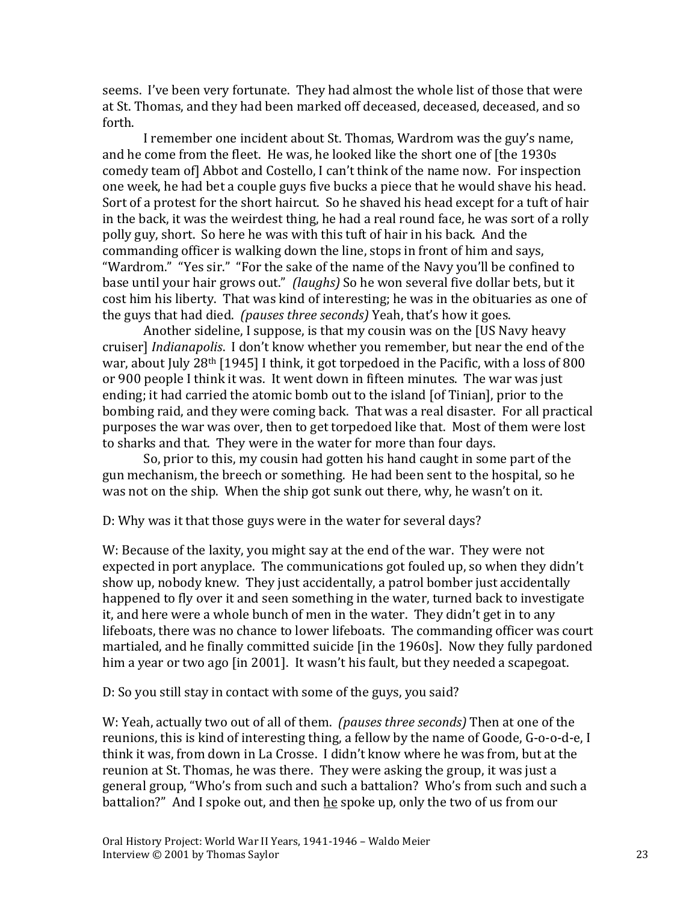seems. I've been very fortunate. They had almost the whole list of those that were at St. Thomas, and they had been marked off deceased, deceased, deceased, and so forth.

I remember one incident about St. Thomas, Wardrom was the guy's name, and he come from the fleet. He was, he looked like the short one of [the 1930s comedy team of] Abbot and Costello, I can't think of the name now. For inspection one week, he had bet a couple guys five bucks a piece that he would shave his head. Sort of a protest for the short haircut. So he shaved his head except for a tuft of hair in the back, it was the weirdest thing, he had a real round face, he was sort of a rolly polly guy, short. So here he was with this tuft of hair in his back. And the commanding officer is walking down the line, stops in front of him and says, "Wardrom." "Yes sir." "For the sake of the name of the Navy you'll be confined to base until your hair grows out." *(laughs)* So he won several five dollar bets, but it cost him his liberty. That was kind of interesting; he was in the obituaries as one of the guys that had died. *(pauses three seconds)* Yeah, that's how it goes.

Another sideline, I suppose, is that my cousin was on the [US Navy heavy cruiser] *Indianapolis*. I don't know whether you remember, but near the end of the war, about July 28th [1945] I think, it got torpedoed in the Pacific, with a loss of 800 or 900 people I think it was. It went down in fifteen minutes. The war was just ending; it had carried the atomic bomb out to the island [of Tinian], prior to the bombing raid, and they were coming back. That was a real disaster. For all practical purposes the war was over, then to get torpedoed like that. Most of them were lost to sharks and that. They were in the water for more than four days.

So, prior to this, my cousin had gotten his hand caught in some part of the gun mechanism, the breech or something. He had been sent to the hospital, so he was not on the ship. When the ship got sunk out there, why, he wasn't on it.

D: Why was it that those guys were in the water for several days?

W: Because of the laxity, you might say at the end of the war. They were not expected in port anyplace. The communications got fouled up, so when they didn't show up, nobody knew. They just accidentally, a patrol bomber just accidentally happened to fly over it and seen something in the water, turned back to investigate it, and here were a whole bunch of men in the water. They didn't get in to any lifeboats, there was no chance to lower lifeboats. The commanding officer was court martialed, and he finally committed suicide [in the 1960s]. Now they fully pardoned him a year or two ago [in 2001]. It wasn't his fault, but they needed a scapegoat.

D: So you still stay in contact with some of the guys, you said?

W: Yeah, actually two out of all of them. *(pauses three seconds)* Then at one of the reunions, this is kind of interesting thing, a fellow by the name of Goode, G-o-o-d-e, I think it was, from down in La Crosse. I didn't know where he was from, but at the reunion at St. Thomas, he was there. They were asking the group, it was just a general group, "Who's from such and such a battalion? Who's from such and such a battalion?" And I spoke out, and then <u>he</u> spoke up, only the two of us from our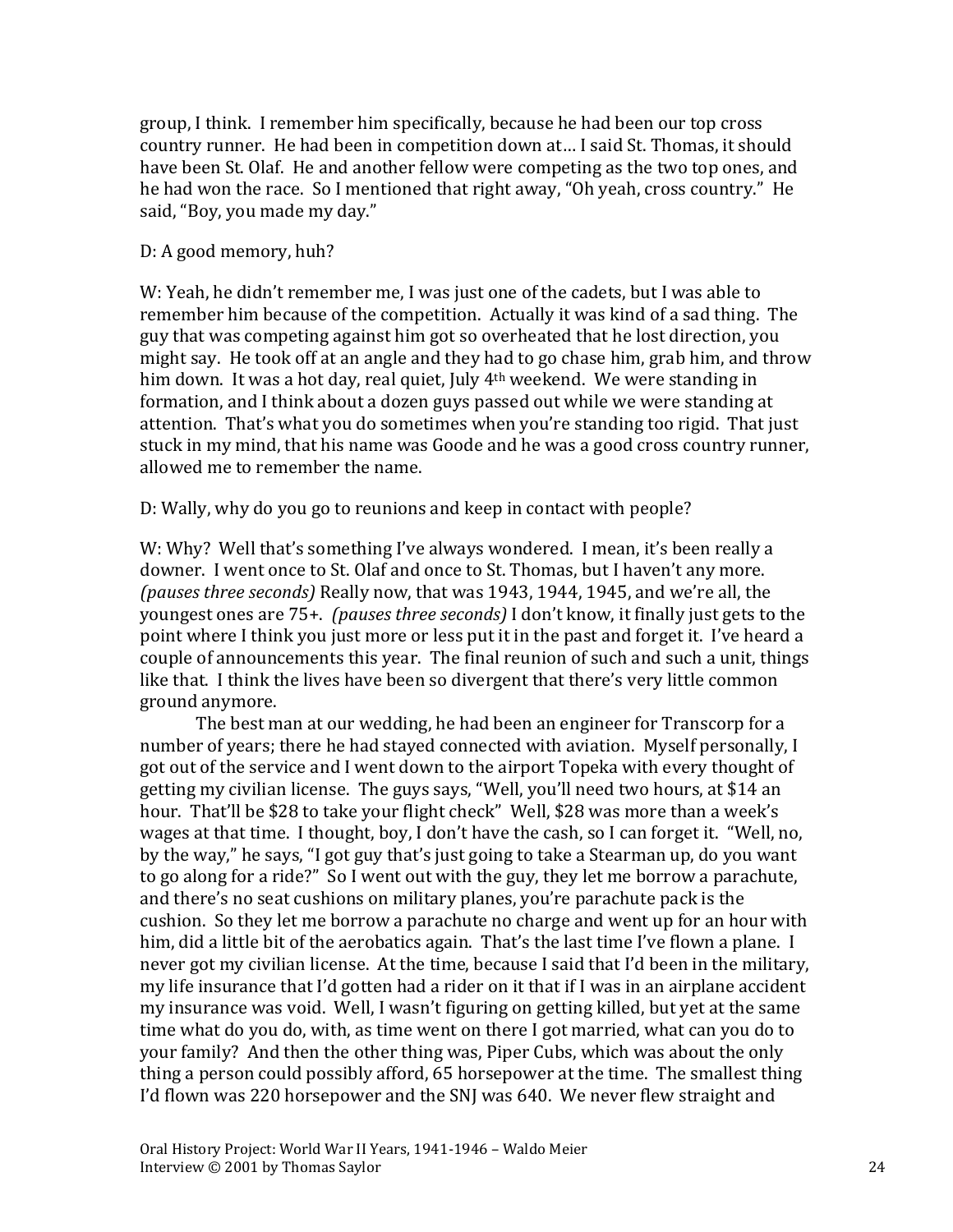group, I think. I remember him specifically, because he had been our top cross country runner. He had been in competition down at… I said St. Thomas, it should have been St. Olaf. He and another fellow were competing as the two top ones, and he had won the race. So I mentioned that right away, "Oh yeah, cross country." He said, "Boy, you made my day."

D: A good memory, huh?

W: Yeah, he didn't remember me, I was just one of the cadets, but I was able to remember him because of the competition. Actually it was kind of a sad thing. The guy that was competing against him got so overheated that he lost direction, you might say. He took off at an angle and they had to go chase him, grab him, and throw him down. It was a hot day, real quiet, July 4th weekend. We were standing in formation, and I think about a dozen guys passed out while we were standing at attention. That's what you do sometimes when you're standing too rigid. That just stuck in my mind, that his name was Goode and he was a good cross country runner, allowed me to remember the name.

D: Wally, why do you go to reunions and keep in contact with people?

W: Why? Well that's something I've always wondered. I mean, it's been really a downer. I went once to St. Olaf and once to St. Thomas, but I haven't any more. *(pauses three seconds)* Really now, that was 1943, 1944, 1945, and we're all, the youngest ones are 75+. *(pauses three seconds)* I don't know, it finally just gets to the point where I think you just more or less put it in the past and forget it. I've heard a couple of announcements this year. The final reunion of such and such a unit, things like that. I think the lives have been so divergent that there's very little common ground anymore.

The best man at our wedding, he had been an engineer for Transcorp for a number of years; there he had stayed connected with aviation. Myself personally, I got out of the service and I went down to the airport Topeka with every thought of getting my civilian license. The guys says, "Well, you'll need two hours, at $14 an hour. That'll be $28 to take your flight check" Well, $28 was more than a week's wages at that time. I thought, boy, I don't have the cash, so I can forget it. "Well, no, by the way," he says, "I got guy that's just going to take a Stearman up, do you want to go along for a ride?" So I went out with the guy, they let me borrow a parachute, and there's no seat cushions on military planes, you're parachute pack is the cushion. So they let me borrow a parachute no charge and went up for an hour with him, did a little bit of the aerobatics again. That's the last time I've flown a plane. I never got my civilian license. At the time, because I said that I'd been in the military, my life insurance that I'd gotten had a rider on it that if I was in an airplane accident my insurance was void. Well, I wasn't figuring on getting killed, but yet at the same time what do you do, with, as time went on there I got married, what can you do to your family? And then the other thing was, Piper Cubs, which was about the only thing a person could possibly afford, 65 horsepower at the time. The smallest thing I'd flown was 220 horsepower and the SNJ was 640. We never flew straight and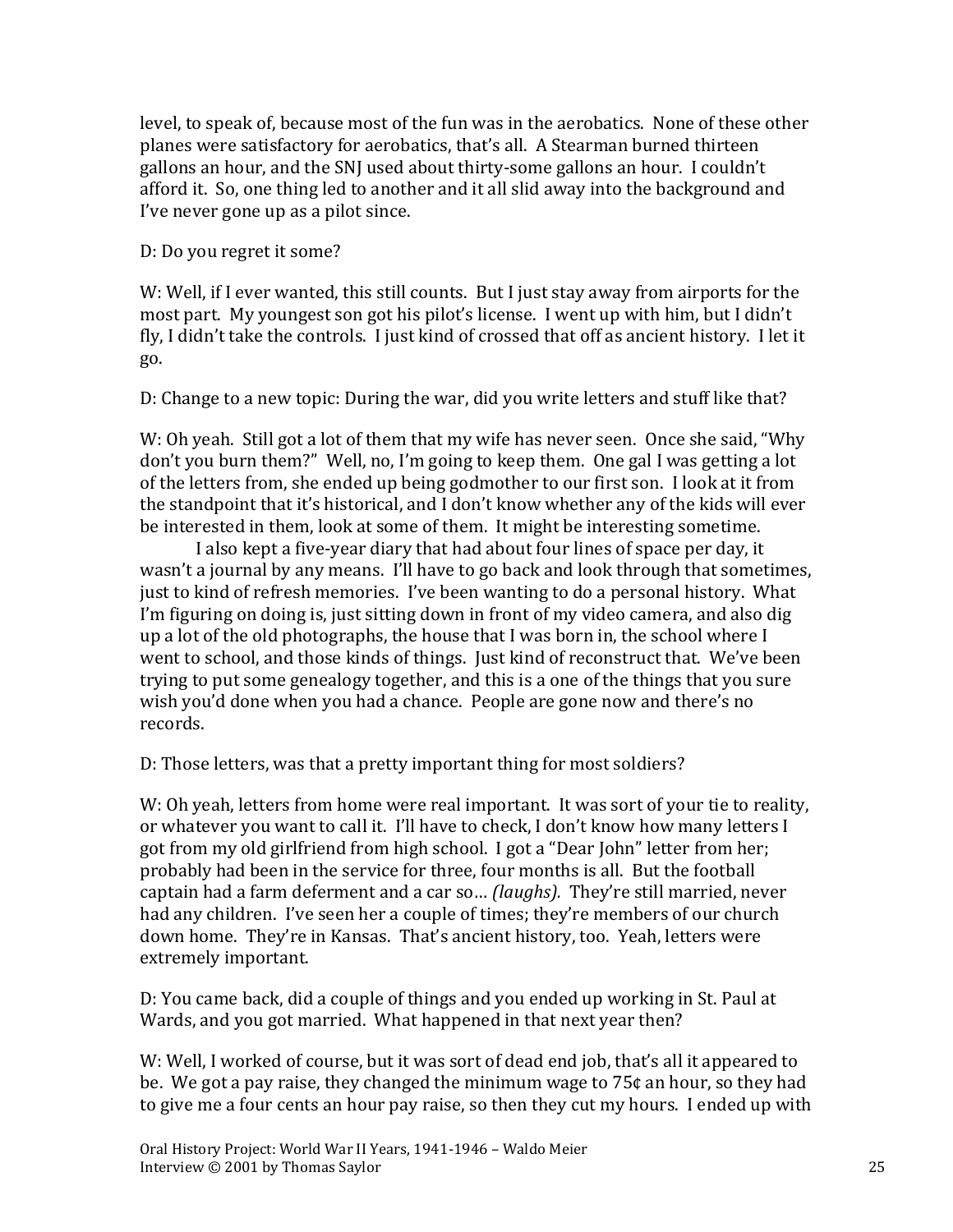level, to speak of, because most of the fun was in the aerobatics. None of these other planes were satisfactory for aerobatics, that's all. A Stearman burned thirteen gallons an hour, and the SNJ used about thirty-some gallons an hour. I couldn't afford it. So, one thing led to another and it all slid away into the background and I've never gone up as a pilot since.

D: Do you regret it some?

W: Well, if I ever wanted, this still counts. But I just stay away from airports for the most part. My youngest son got his pilot's license. I went up with him, but I didn't fly, I didn't take the controls. I just kind of crossed that off as ancient history. I let it go.

D: Change to a new topic: During the war, did you write letters and stuff like that?

W: Oh yeah. Still got a lot of them that my wife has never seen. Once she said, "Why don't you burn them?" Well, no, I'm going to keep them. One gal I was getting a lot of the letters from, she ended up being godmother to our first son. I look at it from the standpoint that it's historical, and I don't know whether any of the kids will ever be interested in them, look at some of them. It might be interesting sometime.

I also kept a five-year diary that had about four lines of space per day, it wasn't a journal by any means. I'll have to go back and look through that sometimes, just to kind of refresh memories. I've been wanting to do a personal history. What I'm figuring on doing is, just sitting down in front of my video camera, and also dig up a lot of the old photographs, the house that I was born in, the school where I went to school, and those kinds of things. Just kind of reconstruct that. We've been trying to put some genealogy together, and this is a one of the things that you sure wish you'd done when you had a chance. People are gone now and there's no records.

D: Those letters, was that a pretty important thing for most soldiers?

W: Oh yeah, letters from home were real important. It was sort of your tie to reality, or whatever you want to call it. I'll have to check, I don't know how many letters I got from my old girlfriend from high school. I got a "Dear John" letter from her; probably had been in the service for three, four months is all. But the football captain had a farm deferment and a car so… *(laughs).* They're still married, never had any children. I've seen her a couple of times; they're members of our church down home. They're in Kansas. That's ancient history, too. Yeah, letters were extremely important.

D: You came back, did a couple of things and you ended up working in St. Paul at Wards, and you got married. What happened in that next year then?

W: Well, I worked of course, but it was sort of dead end job, that's all it appeared to be. We got a pay raise, they changed the minimum wage to 75¢ an hour, so they had to give me a four cents an hour pay raise, so then they cut my hours. I ended up with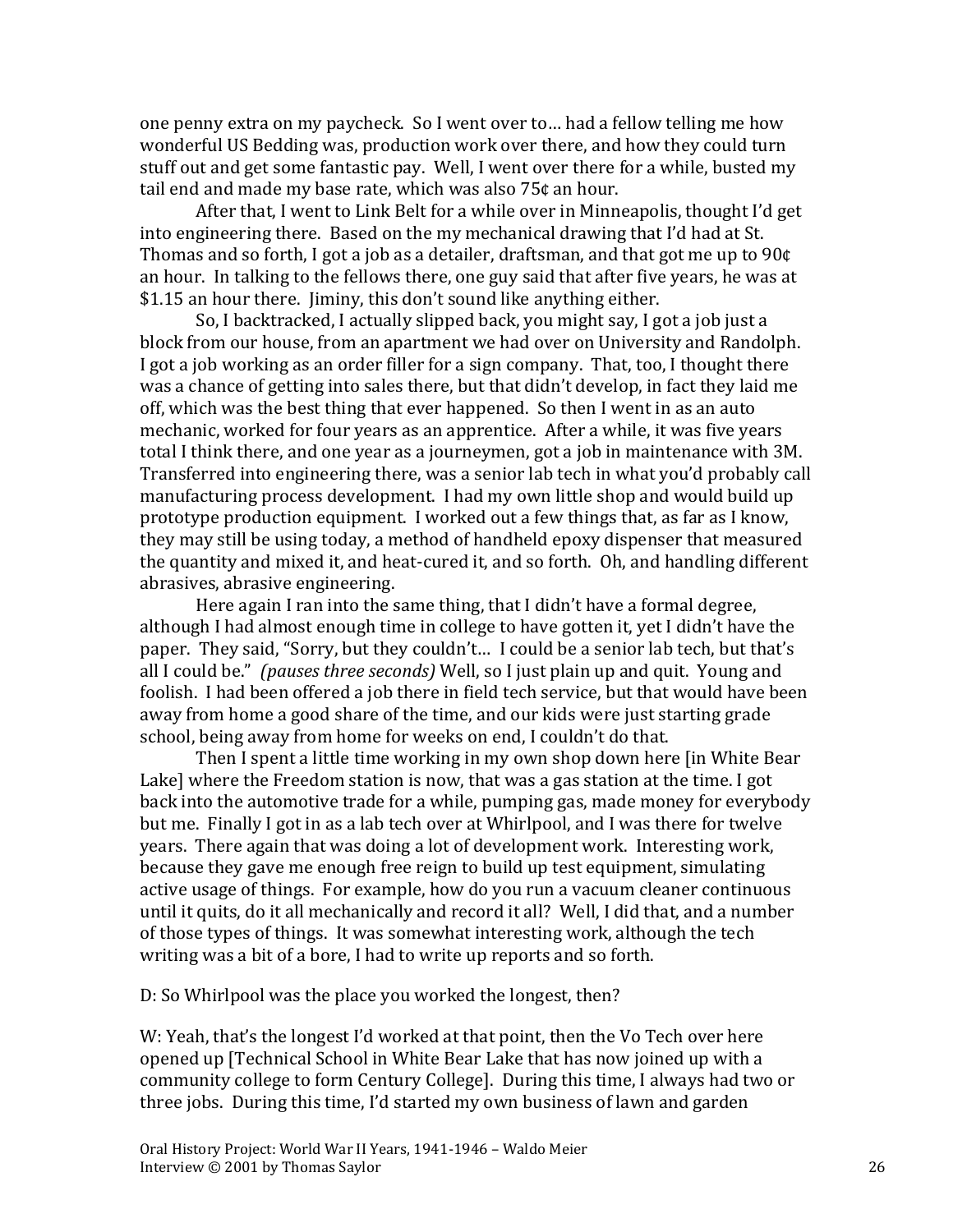one penny extra on my paycheck. So I went over to… had a fellow telling me how wonderful US Bedding was, production work over there, and how they could turn stuff out and get some fantastic pay. Well, I went over there for a while, busted my tail end and made my base rate, which was also 75¢ an hour.

After that, I went to Link Belt for a while over in Minneapolis, thought I'd get into engineering there. Based on the my mechanical drawing that I'd had at St. Thomas and so forth, I got a job as a detailer, draftsman, and that got me up to 90¢ an hour. In talking to the fellows there, one guy said that after five years, he was at $1.15 an hour there. Jiminy, this don't sound like anything either.

So, I backtracked, I actually slipped back, you might say, I got a job just a block from our house, from an apartment we had over on University and Randolph. I got a job working as an order filler for a sign company. That, too, I thought there was a chance of getting into sales there, but that didn't develop, in fact they laid me off, which was the best thing that ever happened. So then I went in as an auto mechanic, worked for four years as an apprentice. After a while, it was five years total I think there, and one year as a journeymen, got a job in maintenance with 3M. Transferred into engineering there, was a senior lab tech in what you'd probably call manufacturing process development. I had my own little shop and would build up prototype production equipment. I worked out a few things that, as far as I know, they may still be using today, a method of handheld epoxy dispenser that measured the quantity and mixed it, and heat-cured it, and so forth. Oh, and handling different abrasives, abrasive engineering.

Here again I ran into the same thing, that I didn't have a formal degree, although I had almost enough time in college to have gotten it, yet I didn't have the paper. They said, "Sorry, but they couldn't… I could be a senior lab tech, but that's all I could be." *(pauses three seconds)* Well, so I just plain up and quit. Young and foolish. I had been offered a job there in field tech service, but that would have been away from home a good share of the time, and our kids were just starting grade school, being away from home for weeks on end, I couldn't do that.

Then I spent a little time working in my own shop down here [in White Bear Lake] where the Freedom station is now, that was a gas station at the time. I got back into the automotive trade for a while, pumping gas, made money for everybody but me. Finally I got in as a lab tech over at Whirlpool, and I was there for twelve years. There again that was doing a lot of development work. Interesting work, because they gave me enough free reign to build up test equipment, simulating active usage of things. For example, how do you run a vacuum cleaner continuous until it quits, do it all mechanically and record it all? Well, I did that, and a number of those types of things. It was somewhat interesting work, although the tech writing was a bit of a bore, I had to write up reports and so forth.

D: So Whirlpool was the place you worked the longest, then?

W: Yeah, that's the longest I'd worked at that point, then the Vo Tech over here opened up [Technical School in White Bear Lake that has now joined up with a community college to form Century College]. During this time, I always had two or three jobs. During this time, I'd started my own business of lawn and garden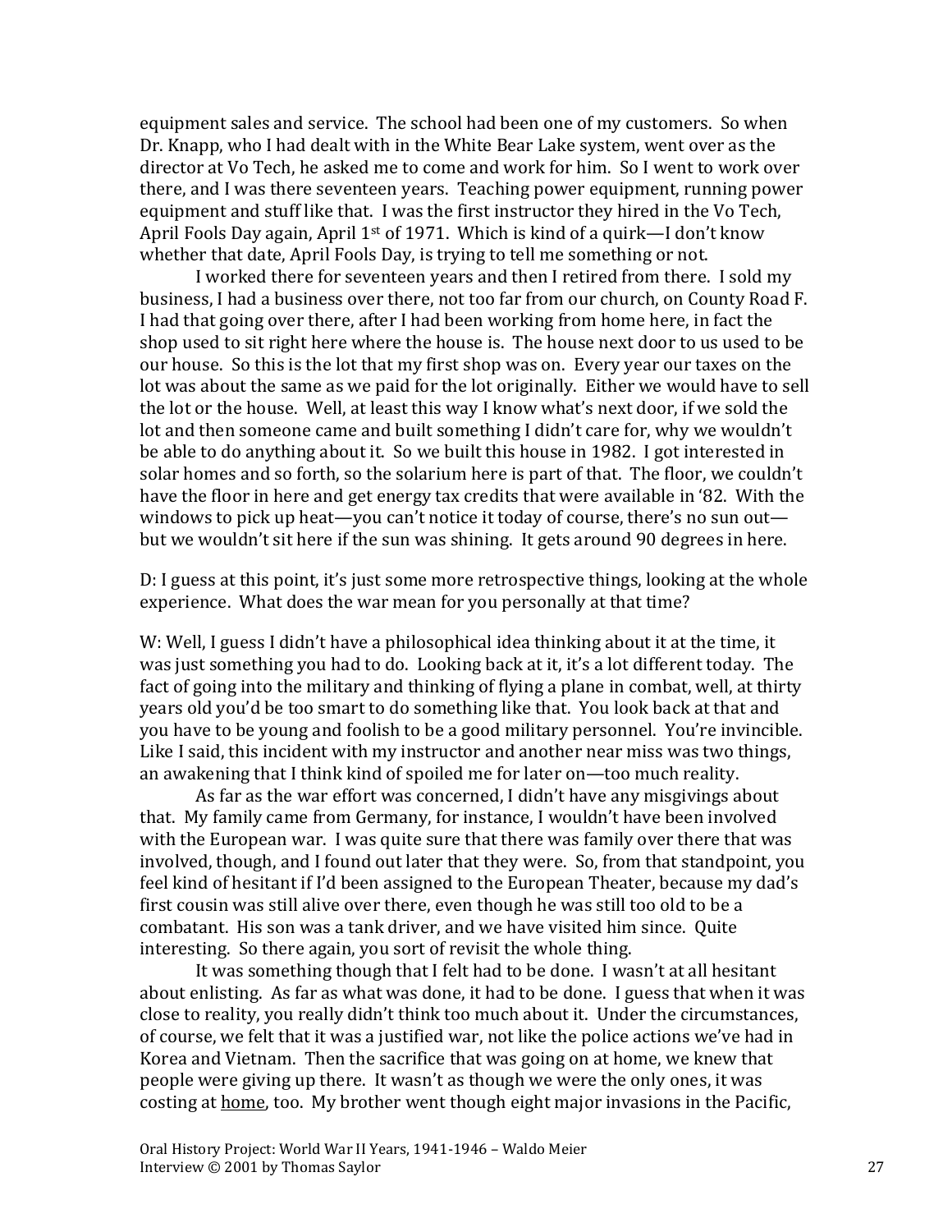equipment sales and service. The school had been one of my customers. So when Dr. Knapp, who I had dealt with in the White Bear Lake system, went over as the director at Vo Tech, he asked me to come and work for him. So I went to work over there, and I was there seventeen years. Teaching power equipment, running power equipment and stuff like that. I was the first instructor they hired in the Vo Tech, April Fools Day again, April 1st of 1971. Which is kind of a quirk—I don't know whether that date, April Fools Day, is trying to tell me something or not.

I worked there for seventeen years and then I retired from there. I sold my business, I had a business over there, not too far from our church, on County Road F. I had that going over there, after I had been working from home here, in fact the shop used to sit right here where the house is. The house next door to us used to be our house. So this is the lot that my first shop was on. Every year our taxes on the lot was about the same as we paid for the lot originally. Either we would have to sell the lot or the house. Well, at least this way I know what's next door, if we sold the lot and then someone came and built something I didn't care for, why we wouldn't be able to do anything about it. So we built this house in 1982. I got interested in solar homes and so forth, so the solarium here is part of that. The floor, we couldn't have the floor in here and get energy tax credits that were available in '82. With the windows to pick up heat—you can't notice it today of course, there's no sun out—but we wouldn't sit here if the sun was shining. It gets around 90 degrees in here.

D: I guess at this point, it's just some more retrospective things, looking at the whole experience. What does the war mean for you personally at that time?

W: Well, I guess I didn't have a philosophical idea thinking about it at the time, it was just something you had to do. Looking back at it, it's a lot different today. The fact of going into the military and thinking of flying a plane in combat, well, at thirty years old you'd be too smart to do something like that. You look back at that and you have to be young and foolish to be a good military personnel. You're invincible. Like I said, this incident with my instructor and another near miss was two things, an awakening that I think kind of spoiled me for later on—too much reality.

As far as the war effort was concerned, I didn't have any misgivings about that. My family came from Germany, for instance, I wouldn't have been involved with the European war. I was quite sure that there was family over there that was involved, though, and I found out later that they were. So, from that standpoint, you feel kind of hesitant if I'd been assigned to the European Theater, because my dad's first cousin was still alive over there, even though he was still too old to be a combatant. His son was a tank driver, and we have visited him since. Quite interesting. So there again, you sort of revisit the whole thing.

It was something though that I felt had to be done. I wasn't at all hesitant about enlisting. As far as what was done, it had to be done. I guess that when it was close to reality, you really didn't think too much about it. Under the circumstances, of course, we felt that it was a justified war, not like the police actions we've had in Korea and Vietnam. Then the sacrifice that was going on at home, we knew that people were giving up there. It wasn't as though we were the only ones, it was costing at <u>home</u>, too. My brother went though eight major invasions in the Pacific,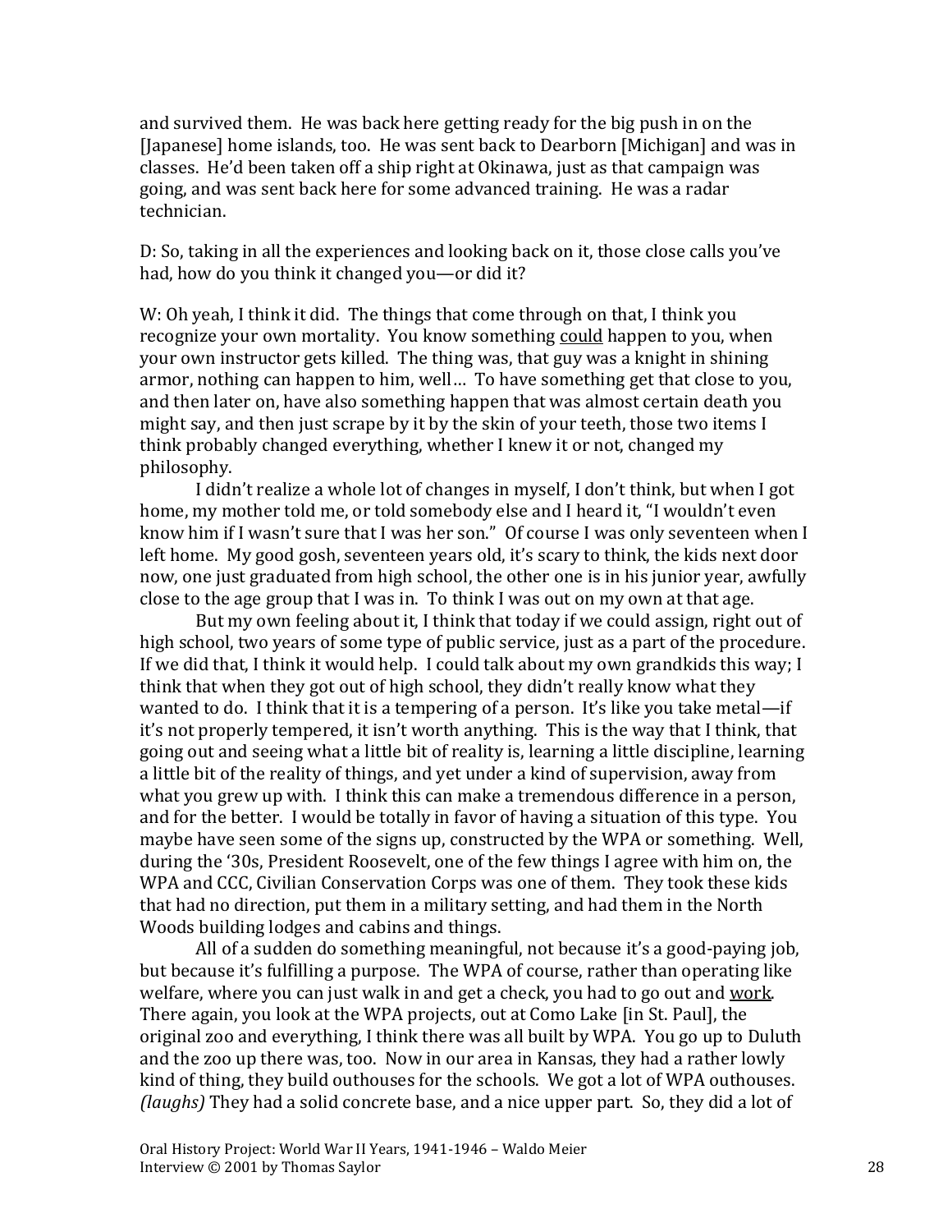and survived them. He was back here getting ready for the big push in on the [Japanese] home islands, too. He was sent back to Dearborn [Michigan] and was in classes. He'd been taken off a ship right at Okinawa, just as that campaign was going, and was sent back here for some advanced training. He was a radar technician.

D: So, taking in all the experiences and looking back on it, those close calls you've had, how do you think it changed you—or did it?

W: Oh yeah, I think it did. The things that come through on that, I think you recognize your own mortality. You know something <u>could</u> happen to you, when your own instructor gets killed. The thing was, that guy was a knight in shining armor, nothing can happen to him, well… To have something get that close to you, and then later on, have also something happen that was almost certain death you might say, and then just scrape by it by the skin of your teeth, those two items I think probably changed everything, whether I knew it or not, changed my philosophy.

I didn't realize a whole lot of changes in myself, I don't think, but when I got home, my mother told me, or told somebody else and I heard it, "I wouldn't even know him if I wasn't sure that I was her son." Of course I was only seventeen when I left home. My good gosh, seventeen years old, it's scary to think, the kids next door now, one just graduated from high school, the other one is in his junior year, awfully close to the age group that I was in. To think I was out on my own at that age.

But my own feeling about it, I think that today if we could assign, right out of high school, two years of some type of public service, just as a part of the procedure. If we did that, I think it would help. I could talk about my own grandkids this way; I think that when they got out of high school, they didn't really know what they wanted to do. I think that it is a tempering of a person. It's like you take metal—if it's not properly tempered, it isn't worth anything. This is the way that I think, that going out and seeing what a little bit of reality is, learning a little discipline, learning a little bit of the reality of things, and yet under a kind of supervision, away from what you grew up with. I think this can make a tremendous difference in a person, and for the better. I would be totally in favor of having a situation of this type. You maybe have seen some of the signs up, constructed by the WPA or something. Well, during the '30s, President Roosevelt, one of the few things I agree with him on, the WPA and CCC, Civilian Conservation Corps was one of them. They took these kids that had no direction, put them in a military setting, and had them in the North Woods building lodges and cabins and things.

All of a sudden do something meaningful, not because it's a good-paying job, but because it's fulfilling a purpose. The WPA of course, rather than operating like welfare, where you can just walk in and get a check, you had to go out and <u>work</u>. There again, you look at the WPA projects, out at Como Lake [in St. Paul], the original zoo and everything, I think there was all built by WPA. You go up to Duluth and the zoo up there was, too. Now in our area in Kansas, they had a rather lowly kind of thing, they build outhouses for the schools. We got a lot of WPA outhouses. *(laughs)* They had a solid concrete base, and a nice upper part. So, they did a lot of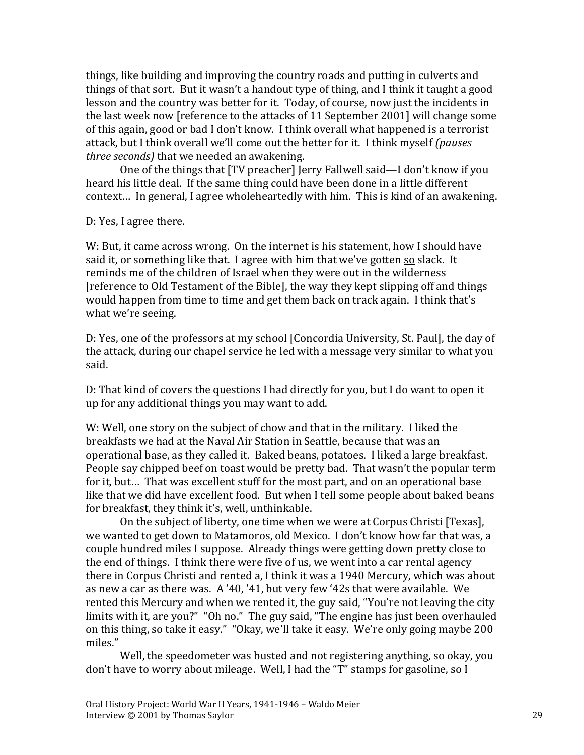things, like building and improving the country roads and putting in culverts and things of that sort. But it wasn't a handout type of thing, and I think it taught a good lesson and the country was better for it. Today, of course, now just the incidents in the last week now [reference to the attacks of 11 September 2001] will change some of this again, good or bad I don't know. I think overall what happened is a terrorist attack, but I think overall we'll come out the better for it. I think myself *(pauses three seconds)* that we <u>needed</u> an awakening.

One of the things that [TV preacher] Jerry Fallwell said—I don't know if you heard his little deal. If the same thing could have been done in a little different context… In general, I agree wholeheartedly with him. This is kind of an awakening.

D: Yes, I agree there.

W: But, it came across wrong. On the internet is his statement, how I should have said it, or something like that. I agree with him that we've gotten <u>so</u> slack. It reminds me of the children of Israel when they were out in the wilderness [reference to Old Testament of the Bible], the way they kept slipping off and things would happen from time to time and get them back on track again. I think that's what we're seeing.

D: Yes, one of the professors at my school [Concordia University, St. Paul], the day of the attack, during our chapel service he led with a message very similar to what you said.

D: That kind of covers the questions I had directly for you, but I do want to open it up for any additional things you may want to add.

W: Well, one story on the subject of chow and that in the military. I liked the breakfasts we had at the Naval Air Station in Seattle, because that was an operational base, as they called it. Baked beans, potatoes. I liked a large breakfast. People say chipped beef on toast would be pretty bad. That wasn't the popular term for it, but… That was excellent stuff for the most part, and on an operational base like that we did have excellent food. But when I tell some people about baked beans for breakfast, they think it's, well, unthinkable.

On the subject of liberty, one time when we were at Corpus Christi [Texas], we wanted to get down to Matamoros, old Mexico. I don't know how far that was, a couple hundred miles I suppose. Already things were getting down pretty close to the end of things. I think there were five of us, we went into a car rental agency there in Corpus Christi and rented a, I think it was a 1940 Mercury, which was about as new a car as there was. A '40, '41, but very few '42s that were available. We rented this Mercury and when we rented it, the guy said, "You're not leaving the city limits with it, are you?" "Oh no." The guy said, "The engine has just been overhauled on this thing, so take it easy." "Okay, we'll take it easy. We're only going maybe 200 miles."

Well, the speedometer was busted and not registering anything, so okay, you don't have to worry about mileage. Well, I had the "T" stamps for gasoline, so I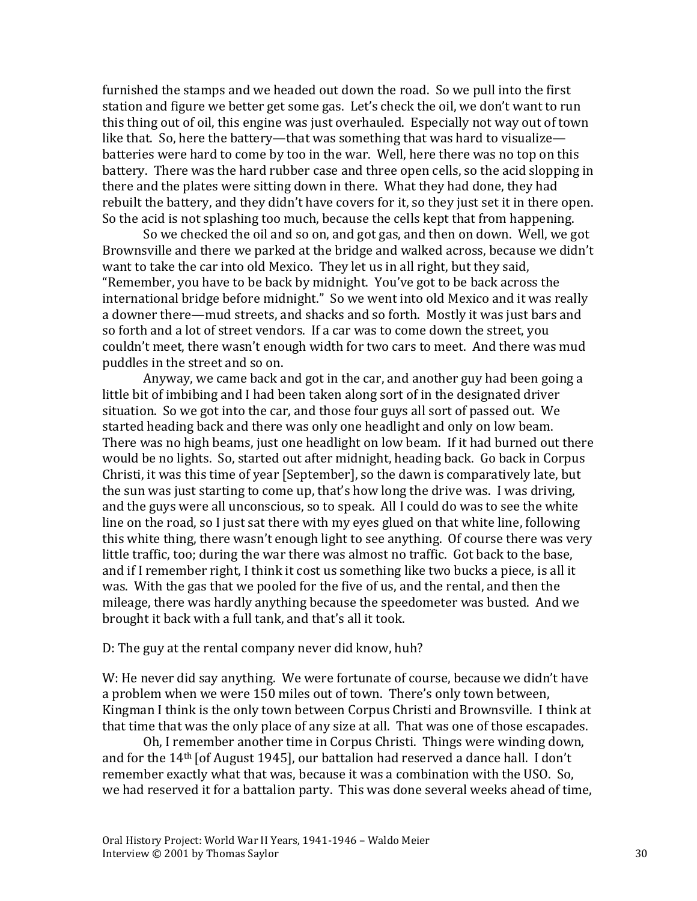furnished the stamps and we headed out down the road. So we pull into the first station and figure we better get some gas. Let's check the oil, we don't want to run this thing out of oil, this engine was just overhauled. Especially not way out of town like that. So, here the battery—that was something that was hard to visualize—batteries were hard to come by too in the war. Well, here there was no top on this battery. There was the hard rubber case and three open cells, so the acid slopping in there and the plates were sitting down in there. What they had done, they had rebuilt the battery, and they didn't have covers for it, so they just set it in there open. So the acid is not splashing too much, because the cells kept that from happening.

So we checked the oil and so on, and got gas, and then on down. Well, we got Brownsville and there we parked at the bridge and walked across, because we didn't want to take the car into old Mexico. They let us in all right, but they said, "Remember, you have to be back by midnight. You've got to be back across the international bridge before midnight." So we went into old Mexico and it was really a downer there—mud streets, and shacks and so forth. Mostly it was just bars and so forth and a lot of street vendors. If a car was to come down the street, you couldn't meet, there wasn't enough width for two cars to meet. And there was mud puddles in the street and so on.

Anyway, we came back and got in the car, and another guy had been going a little bit of imbibing and I had been taken along sort of in the designated driver situation. So we got into the car, and those four guys all sort of passed out. We started heading back and there was only one headlight and only on low beam. There was no high beams, just one headlight on low beam. If it had burned out there would be no lights. So, started out after midnight, heading back. Go back in Corpus Christi, it was this time of year [September], so the dawn is comparatively late, but the sun was just starting to come up, that's how long the drive was. I was driving, and the guys were all unconscious, so to speak. All I could do was to see the white line on the road, so I just sat there with my eyes glued on that white line, following this white thing, there wasn't enough light to see anything. Of course there was very little traffic, too; during the war there was almost no traffic. Got back to the base, and if I remember right, I think it cost us something like two bucks a piece, is all it was. With the gas that we pooled for the five of us, and the rental, and then the mileage, there was hardly anything because the speedometer was busted. And we brought it back with a full tank, and that's all it took.

D: The guy at the rental company never did know, huh?

W: He never did say anything. We were fortunate of course, because we didn't have a problem when we were 150 miles out of town. There's only town between, Kingman I think is the only town between Corpus Christi and Brownsville. I think at that time that was the only place of any size at all. That was one of those escapades.

Oh, I remember another time in Corpus Christi. Things were winding down, and for the 14th [of August 1945], our battalion had reserved a dance hall. I don't remember exactly what that was, because it was a combination with the USO. So, we had reserved it for a battalion party. This was done several weeks ahead of time,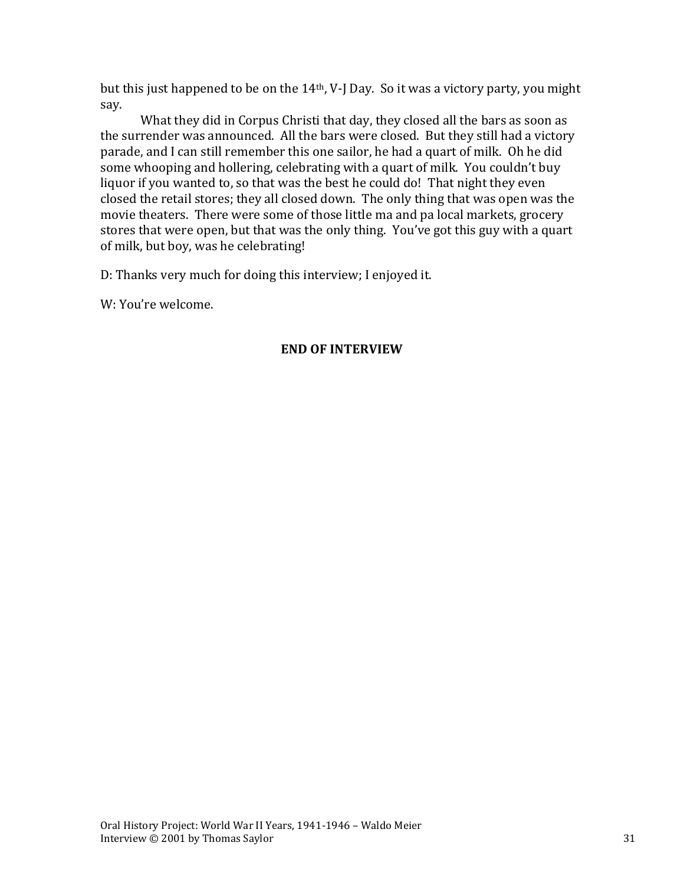but this just happened to be on the 14th, V-J Day. So it was a victory party, you might say.

What they did in Corpus Christi that day, they closed all the bars as soon as the surrender was announced. All the bars were closed. But they still had a victory parade, and I can still remember this one sailor, he had a quart of milk. Oh he did some whooping and hollering, celebrating with a quart of milk. You couldn't buy liquor if you wanted to, so that was the best he could do! That night they even closed the retail stores; they all closed down. The only thing that was open was the movie theaters. There were some of those little ma and pa local markets, grocery stores that were open, but that was the only thing. You've got this guy with a quart of milk, but boy, was he celebrating!

D: Thanks very much for doing this interview; I enjoyed it.

W: You're welcome.

**END OF INTERVIEW**